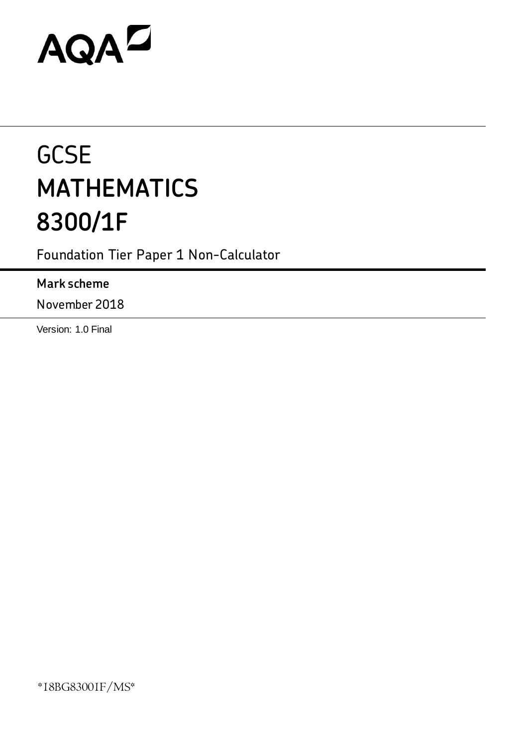AQA

# GCSE
# MATHEMATICS
# 8300/1F

Foundation Tier Paper 1 Non-Calculator

**Mark scheme**

November 2018

Version: 1.0 Final

*18BG8300IF/MS*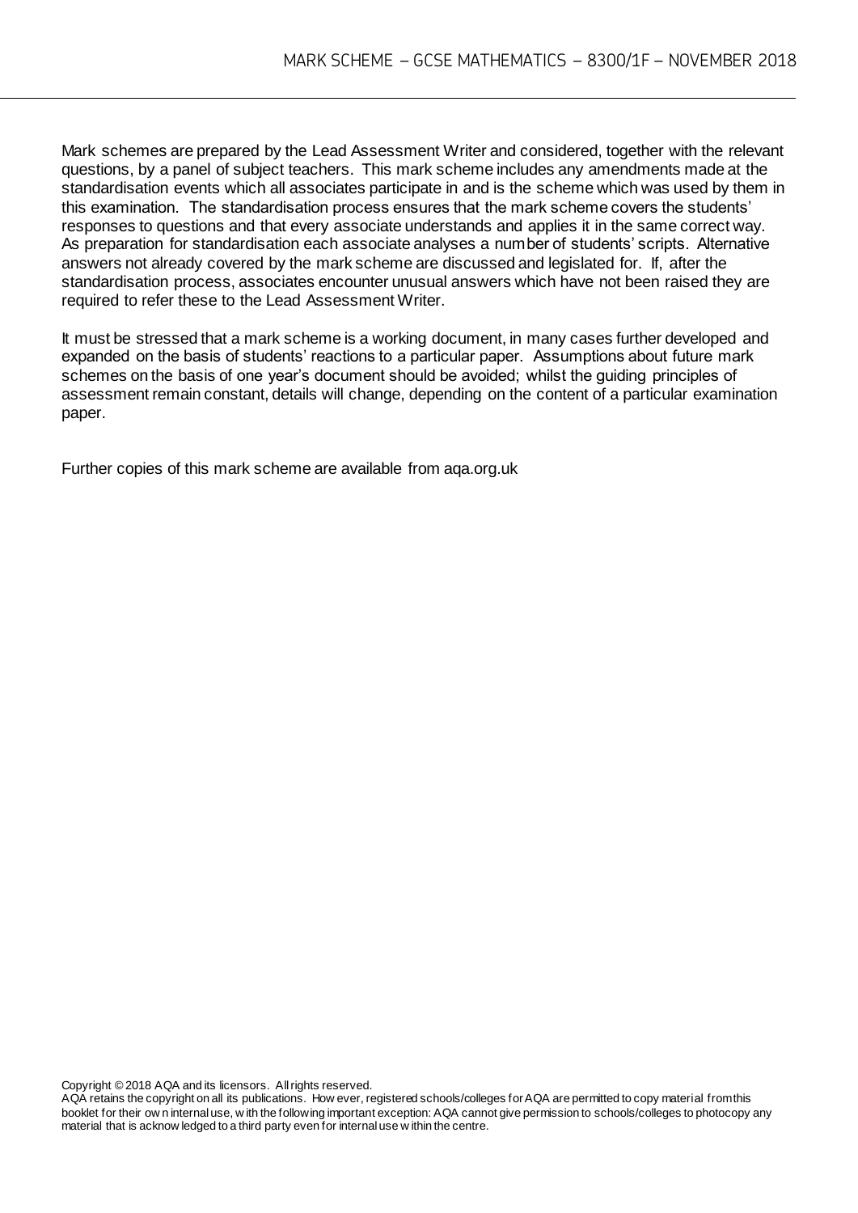Mark schemes are prepared by the Lead Assessment Writer and considered, together with the relevant questions, by a panel of subject teachers. This mark scheme includes any amendments made at the standardisation events which all associates participate in and is the scheme which was used by them in this examination. The standardisation process ensures that the mark scheme covers the students' responses to questions and that every associate understands and applies it in the same correct way. As preparation for standardisation each associate analyses a number of students' scripts. Alternative answers not already covered by the mark scheme are discussed and legislated for. If, after the standardisation process, associates encounter unusual answers which have not been raised they are required to refer these to the Lead Assessment Writer.

It must be stressed that a mark scheme is a working document, in many cases further developed and expanded on the basis of students' reactions to a particular paper. Assumptions about future mark schemes on the basis of one year's document should be avoided; whilst the guiding principles of assessment remain constant, details will change, depending on the content of a particular examination paper.

Further copies of this mark scheme are available from aqa.org.uk

Copyright © 2018 AQA and its licensors. All rights reserved.
AQA retains the copyright on all its publications. However, registered schools/colleges for AQA are permitted to copy material from this booklet for their own internal use, with the following important exception: AQA cannot give permission to schools/colleges to photocopy any material that is acknowledged to a third party even for internal use within the centre.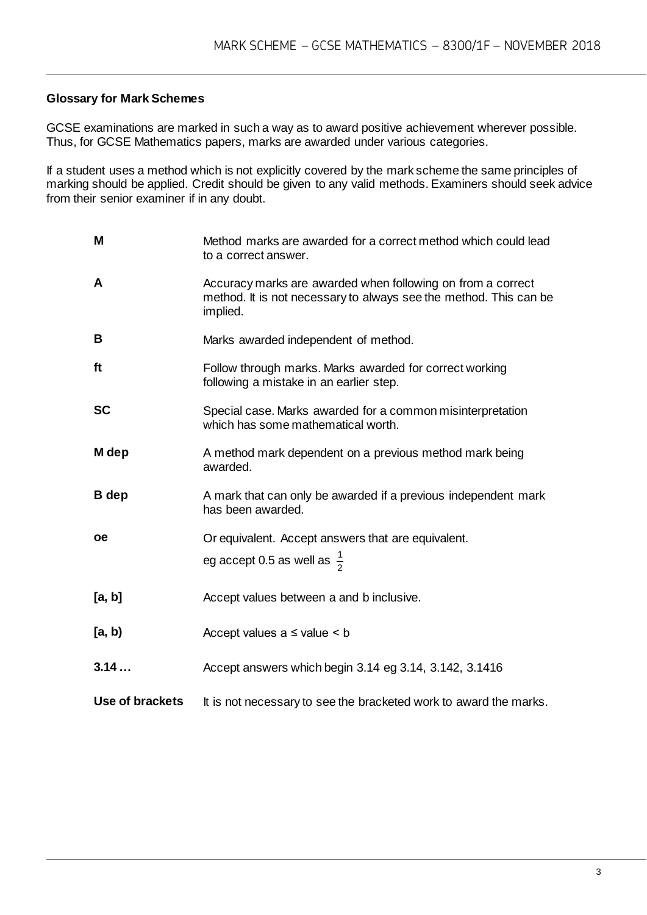**Glossary for Mark Schemes**

GCSE examinations are marked in such a way as to award positive achievement wherever possible. Thus, for GCSE Mathematics papers, marks are awarded under various categories.

If a student uses a method which is not explicitly covered by the mark scheme the same principles of marking should be applied. Credit should be given to any valid methods. Examiners should seek advice from their senior examiner if in any doubt.

| | |
|---|---|
| **M** | Method marks are awarded for a correct method which could lead to a correct answer. |
| **A** | Accuracy marks are awarded when following on from a correct method. It is not necessary to always see the method. This can be implied. |
| **B** | Marks awarded independent of method. |
| **ft** | Follow through marks. Marks awarded for correct working following a mistake in an earlier step. |
| **SC** | Special case. Marks awarded for a common misinterpretation which has some mathematical worth. |
| **M dep** | A method mark dependent on a previous method mark being awarded. |
| **B dep** | A mark that can only be awarded if a previous independent mark has been awarded. |
| **oe** | Or equivalent. Accept answers that are equivalent. eg accept 0.5 as well as $\frac{1}{2}$ |
| **[a, b]** | Accept values between a and b inclusive. |
| **[a, b)** | Accept values a ≤ value < b |
| **3.14 …** | Accept answers which begin 3.14 eg 3.14, 3.142, 3.1416 |
| **Use of brackets** | It is not necessary to see the bracketed work to award the marks. |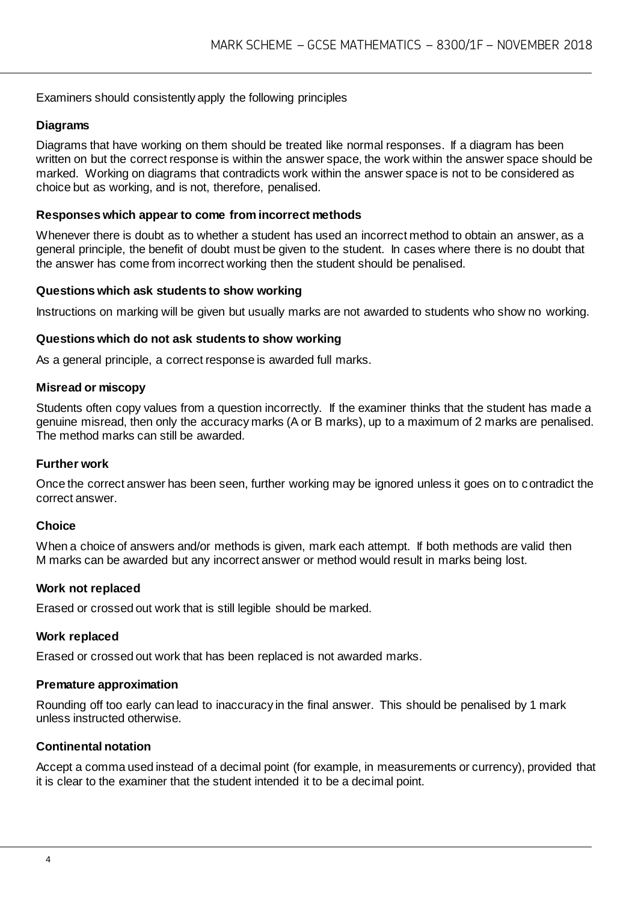Examiners should consistently apply the following principles

### Diagrams

Diagrams that have working on them should be treated like normal responses. If a diagram has been written on but the correct response is within the answer space, the work within the answer space should be marked. Working on diagrams that contradicts work within the answer space is not to be considered as choice but as working, and is not, therefore, penalised.

### Responses which appear to come from incorrect methods

Whenever there is doubt as to whether a student has used an incorrect method to obtain an answer, as a general principle, the benefit of doubt must be given to the student. In cases where there is no doubt that the answer has come from incorrect working then the student should be penalised.

### Questions which ask students to show working

Instructions on marking will be given but usually marks are not awarded to students who show no working.

### Questions which do not ask students to show working

As a general principle, a correct response is awarded full marks.

### Misread or miscopy

Students often copy values from a question incorrectly. If the examiner thinks that the student has made a genuine misread, then only the accuracy marks (A or B marks), up to a maximum of 2 marks are penalised. The method marks can still be awarded.

### Further work

Once the correct answer has been seen, further working may be ignored unless it goes on to contradict the correct answer.

### Choice

When a choice of answers and/or methods is given, mark each attempt. If both methods are valid then M marks can be awarded but any incorrect answer or method would result in marks being lost.

### Work not replaced

Erased or crossed out work that is still legible should be marked.

### Work replaced

Erased or crossed out work that has been replaced is not awarded marks.

### Premature approximation

Rounding off too early can lead to inaccuracy in the final answer. This should be penalised by 1 mark unless instructed otherwise.

### Continental notation

Accept a comma used instead of a decimal point (for example, in measurements or currency), provided that it is clear to the examiner that the student intended it to be a decimal point.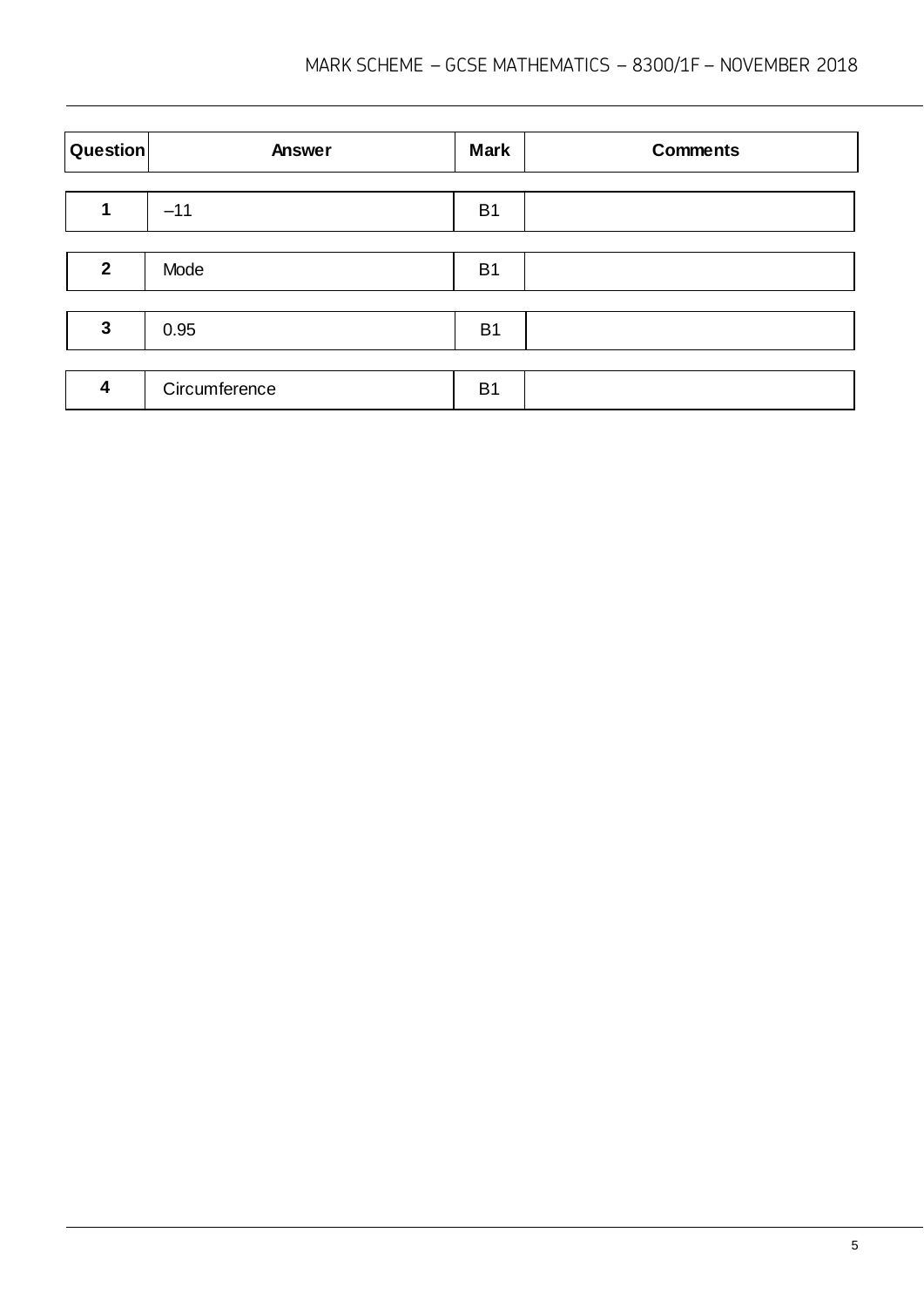| Question | Answer | Mark | Comments |
|---|---|---|---|
| 1 | –11 | B1 | |
| 2 | Mode | B1 | |
| 3 | 0.95 | B1 | |
| 4 | Circumference | B1 | |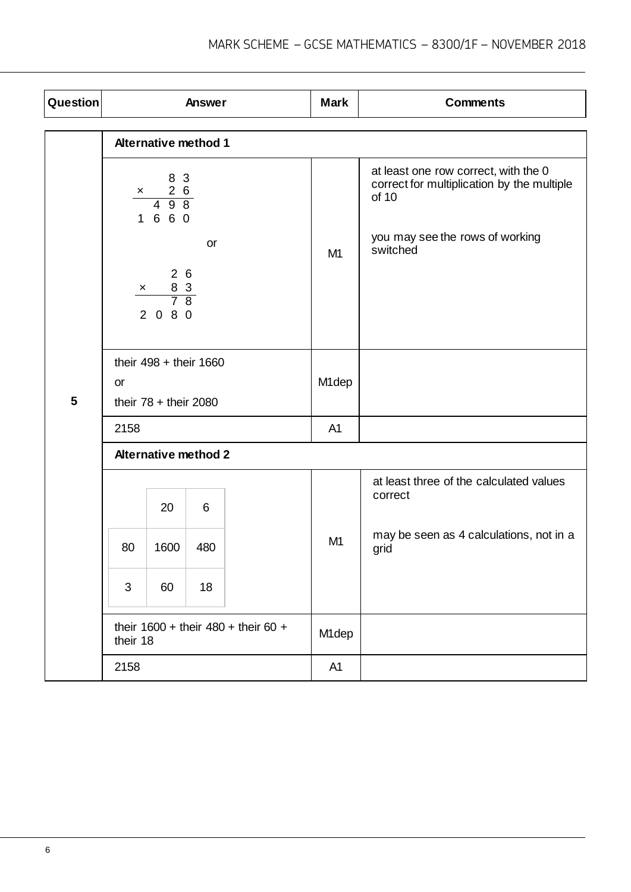| Question | Answer | Mark | Comments |
|---|---|---|---|
| 5 | **Alternative method 1** | | |
| | $\begin{array}{r} 83 \\ \times \quad 26 \\ \hline 498 \\ 1660 \end{array}$ <br> or <br> $\begin{array}{r} 26 \\ \times \quad 83 \\ \hline 78 \\ 2080 \end{array}$ | M1 | at least one row correct, with the 0 correct for multiplication by the multiple of 10 <br><br> you may see the rows of working switched |
| | their 498 + their 1660 <br> or <br> their 78 + their 2080 | M1dep | |
| | 2158 | A1 | |
| | **Alternative method 2** | | |
| | grid: <br> \| \| 20 \| 6 \| <br> \| 80 \| 1600 \| 480 \| <br> \| 3 \| 60 \| 18 \| | M1 | at least three of the calculated values correct <br><br> may be seen as 4 calculations, not in a grid |
| | their 1600 + their 480 + their 60 + their 18 | M1dep | |
| | 2158 | A1 | |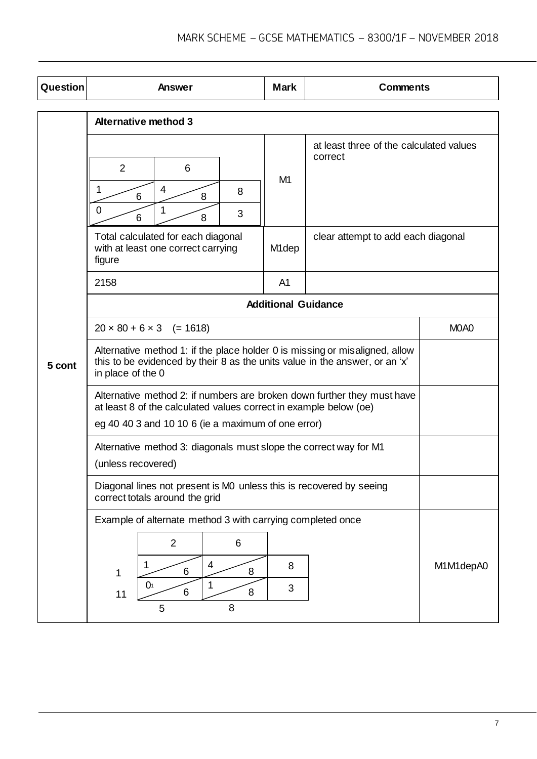| Question | Answer | Mark | Comments |
|---|---|---|---|
| 5 cont | **Alternative method 3** | | |
| | Lattice grid: columns headed 2, 6; rows 8, 3. Row 8: 1/6, 4/8. Row 3: 0/6, 1/8 | M1 | at least three of the calculated values correct |
| | Total calculated for each diagonal with at least one correct carrying figure | M1dep | clear attempt to add each diagonal |
| | 2158 | A1 | |

**Additional Guidance**

| Guidance | Mark |
|---|---|
| $20 \times 80 + 6 \times 3$ (= 1618) | M0A0 |
| Alternative method 1: if the place holder 0 is missing or misaligned, allow this to be evidenced by their 8 as the units value in the answer, or an 'x' in place of the 0 | |
| Alternative method 2: if numbers are broken down further they must have at least 8 of the calculated values correct in example below (oe)<br>eg 40 40 3 and 10 10 6 (ie a maximum of one error) | |
| Alternative method 3: diagonals must slope the correct way for M1<br>(unless recovered) | |
| Diagonal lines not present is M0 unless this is recovered by seeing correct totals around the grid | |
| Example of alternate method 3 with carrying completed once<br>Lattice grid: columns headed 2, 6; rows 8, 3. Row 8: 1/6, 4/8. Row 3: 0 (carry 1)/6, 1/8. Totals down left side: 1, 11; along bottom: 5, 8 | M1M1depA0 |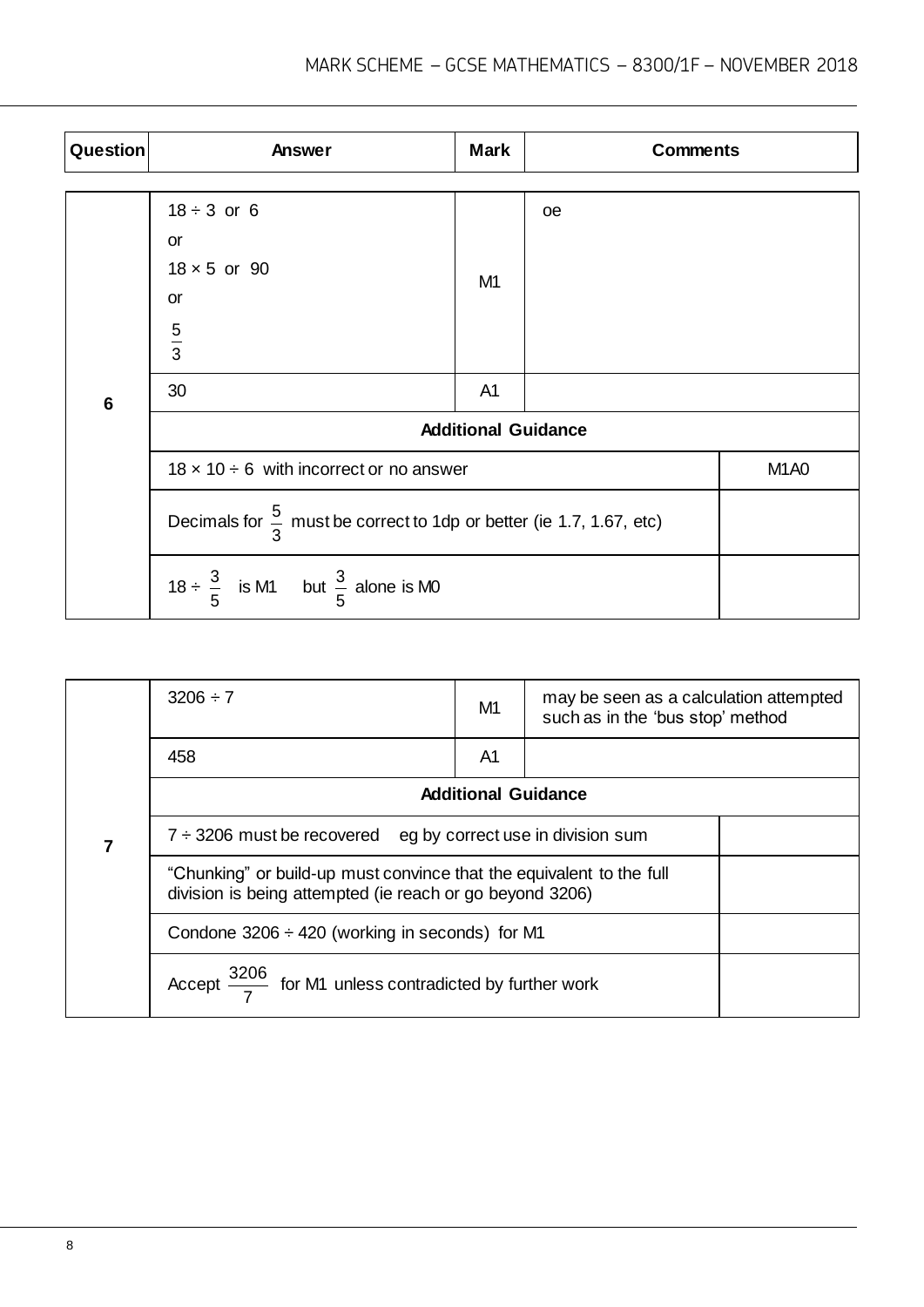| Question | Answer | Mark | Comments |
|---|---|---|---|
| 6 | $18 \div 3$ or 6<br>or<br>$18 \times 5$ or 90<br>or<br>$\frac{5}{3}$ | M1 | oe |
| | 30 | A1 | |
| | **Additional Guidance** | | |
| | $18 \times 10 \div 6$ with incorrect or no answer | | M1A0 |
| | Decimals for $\frac{5}{3}$ must be correct to 1dp or better (ie 1.7, 1.67, etc) | | |
| | $18 \div \frac{3}{5}$ is M1 but $\frac{3}{5}$ alone is M0 | | |

| Question | Answer | Mark | Comments |
|---|---|---|---|
| 7 | $3206 \div 7$ | M1 | may be seen as a calculation attempted such as in the 'bus stop' method |
| | 458 | A1 | |
| | **Additional Guidance** | | |
| | $7 \div 3206$ must be recovered eg by correct use in division sum | | |
| | "Chunking" or build-up must convince that the equivalent to the full division is being attempted (ie reach or go beyond 3206) | | |
| | Condone $3206 \div 420$ (working in seconds) for M1 | | |
| | Accept $\frac{3206}{7}$ for M1 unless contradicted by further work | | |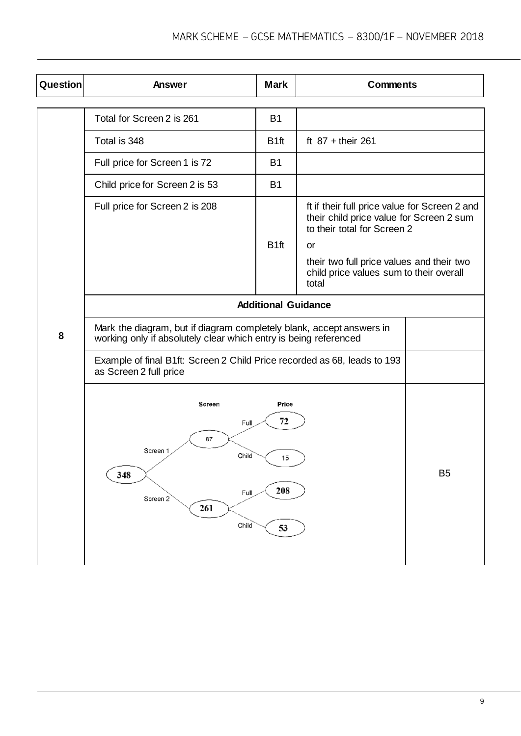| Question | Answer | Mark | Comments |
| --- | --- | --- | --- |
| 8 | Total for Screen 2 is 261 | B1 | |
| | Total is 348 | B1ft | ft 87 + their 261 |
| | Full price for Screen 1 is 72 | B1 | |
| | Child price for Screen 2 is 53 | B1 | |
| | Full price for Screen 2 is 208 | B1ft | ft if their full price value for Screen 2 and their child price value for Screen 2 sum to their total for Screen 2<br>or<br>their two full price values and their two child price values sum to their overall total |
| | **Additional Guidance** | | |
| | Mark the diagram, but if diagram completely blank, accept answers in working only if absolutely clear which entry is being referenced | | |
| | Example of final B1ft: Screen 2 Child Price recorded as 68, leads to 193 as Screen 2 full price | | |
| | Diagram: Screen / Price<br>348 → Screen 1: 87 → Full: 72; Child: 15<br>348 → Screen 2: 261 → Full: 208; Child: 53 | | B5 |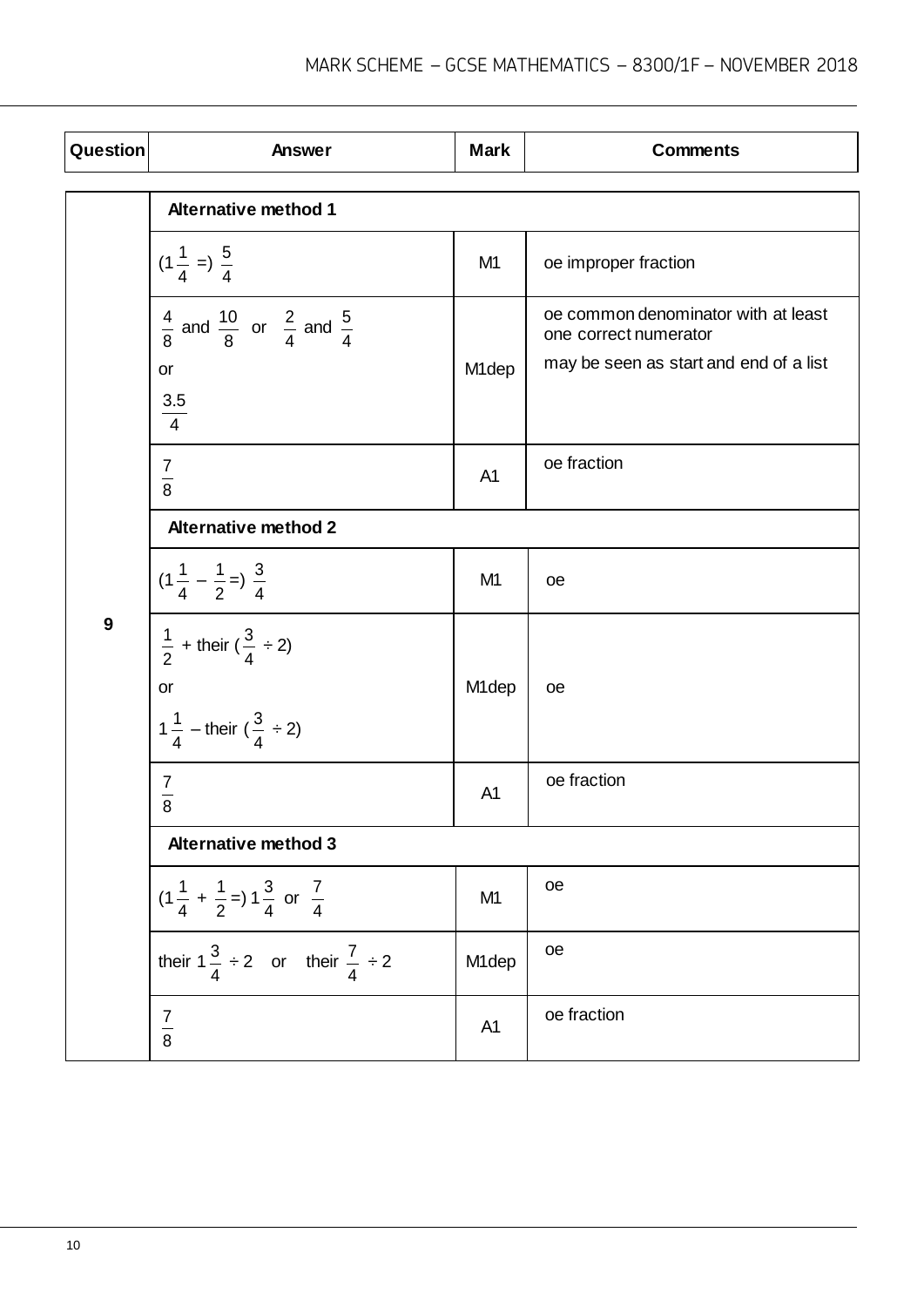| Question | Answer | Mark | Comments |
|---|---|---|---|
| 9 | **Alternative method 1** | | |
| | $(1\frac{1}{4} =)\ \frac{5}{4}$ | M1 | oe improper fraction |
| | $\frac{4}{8}$ and $\frac{10}{8}$ or $\frac{2}{4}$ and $\frac{5}{4}$ <br> or <br> $\frac{3.5}{4}$ | M1dep | oe common denominator with at least one correct numerator <br> may be seen as start and end of a list |
| | $\frac{7}{8}$ | A1 | oe fraction |
| | **Alternative method 2** | | |
| | $(1\frac{1}{4} - \frac{1}{2} =)\ \frac{3}{4}$ | M1 | oe |
| | $\frac{1}{2}$ + their $(\frac{3}{4} \div 2)$ <br> or <br> $1\frac{1}{4}$ – their $(\frac{3}{4} \div 2)$ | M1dep | oe |
| | $\frac{7}{8}$ | A1 | oe fraction |
| | **Alternative method 3** | | |
| | $(1\frac{1}{4} + \frac{1}{2} =)\ 1\frac{3}{4}$ or $\frac{7}{4}$ | M1 | oe |
| | their $1\frac{3}{4} \div 2$ or their $\frac{7}{4} \div 2$ | M1dep | oe |
| | $\frac{7}{8}$ | A1 | oe fraction |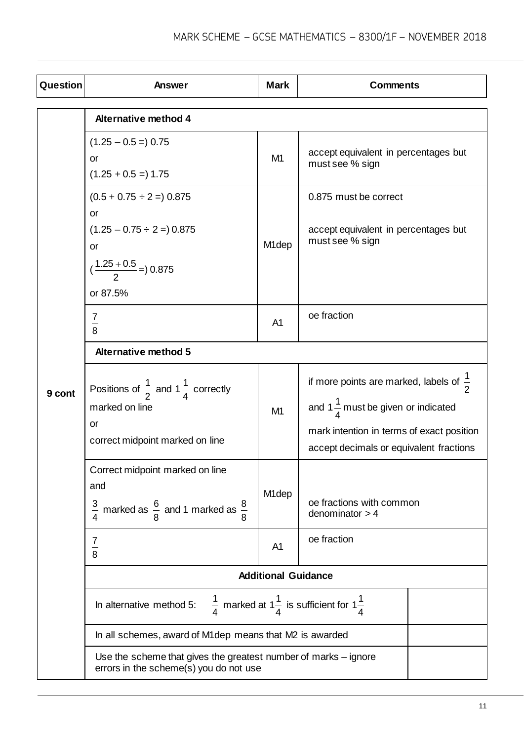| Question | Answer | Mark | Comments |
|---|---|---|---|
| 9 cont | **Alternative method 4** | | |
| | $(1.25 - 0.5 =)\ 0.75$<br>or<br>$(1.25 + 0.5 =)\ 1.75$ | M1 | accept equivalent in percentages but must see % sign |
| | $(0.5 + 0.75 \div 2 =)\ 0.875$<br>or<br>$(1.25 - 0.75 \div 2 =)\ 0.875$<br>or<br>$(\frac{1.25 + 0.5}{2} =)\ 0.875$<br>or 87.5% | M1dep | 0.875 must be correct<br><br>accept equivalent in percentages but must see % sign |
| | $\frac{7}{8}$ | A1 | oe fraction |
| | **Alternative method 5** | | |
| | Positions of $\frac{1}{2}$ and $1\frac{1}{4}$ correctly marked on line<br>or<br>correct midpoint marked on line | M1 | if more points are marked, labels of $\frac{1}{2}$ and $1\frac{1}{4}$ must be given or indicated<br><br>mark intention in terms of exact position<br><br>accept decimals or equivalent fractions |
| | Correct midpoint marked on line<br>and<br>$\frac{3}{4}$ marked as $\frac{6}{8}$ and 1 marked as $\frac{8}{8}$ | M1dep | oe fractions with common denominator > 4 |
| | $\frac{7}{8}$ | A1 | oe fraction |
| | **Additional Guidance** | | |
| | In alternative method 5: $\frac{1}{4}$ marked at $1\frac{1}{4}$ is sufficient for $1\frac{1}{4}$ | | |
| | In all schemes, award of M1dep means that M2 is awarded | | |
| | Use the scheme that gives the greatest number of marks – ignore errors in the scheme(s) you do not use | | |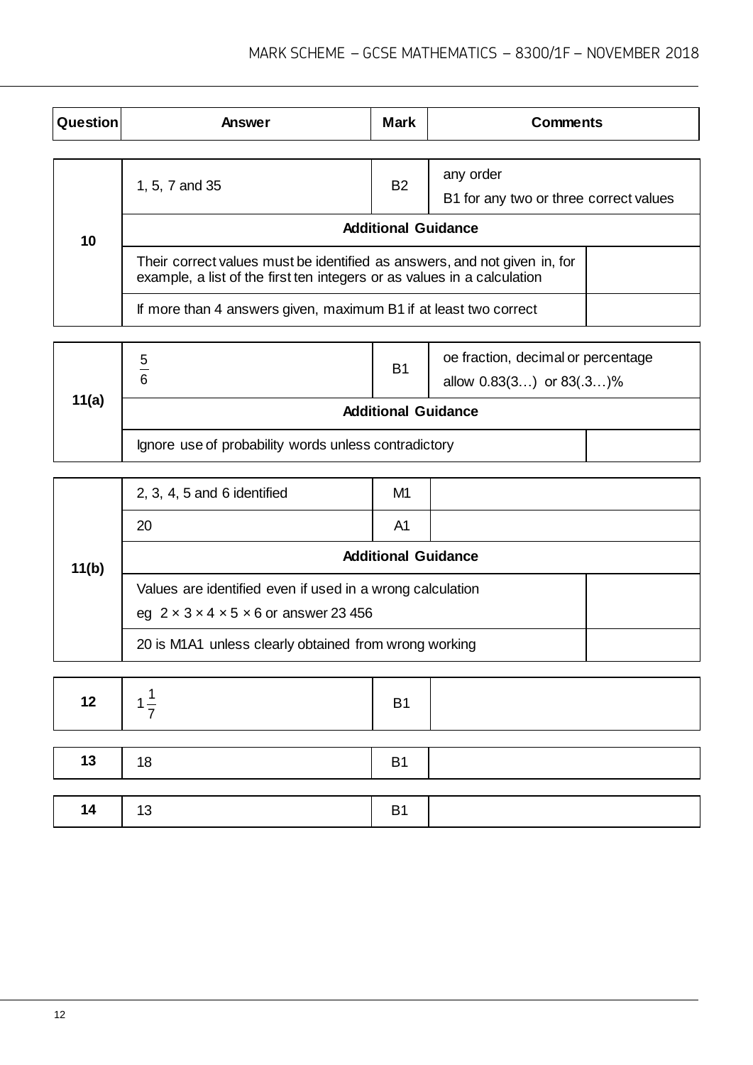| Question | Answer | Mark | Comments |
|---|---|---|---|
| 10 | 1, 5, 7 and 35 | B2 | any order<br>B1 for any two or three correct values |
| | **Additional Guidance** | | |
| | Their correct values must be identified as answers, and not given in, for example, a list of the first ten integers or as values in a calculation | | |
| | If more than 4 answers given, maximum B1 if at least two correct | | |
| 11(a) | $\frac{5}{6}$ | B1 | oe fraction, decimal or percentage<br>allow 0.83(3…) or 83(.3…)% |
| | **Additional Guidance** | | |
| | Ignore use of probability words unless contradictory | | |
| 11(b) | 2, 3, 4, 5 and 6 identified | M1 | |
| | 20 | A1 | |
| | **Additional Guidance** | | |
| | Values are identified even if used in a wrong calculation<br>eg $2 \times 3 \times 4 \times 5 \times 6$ or answer 23 456 | | |
| | 20 is M1A1 unless clearly obtained from wrong working | | |
| 12 | $1\frac{1}{7}$ | B1 | |
| 13 | 18 | B1 | |
| 14 | 13 | B1 | |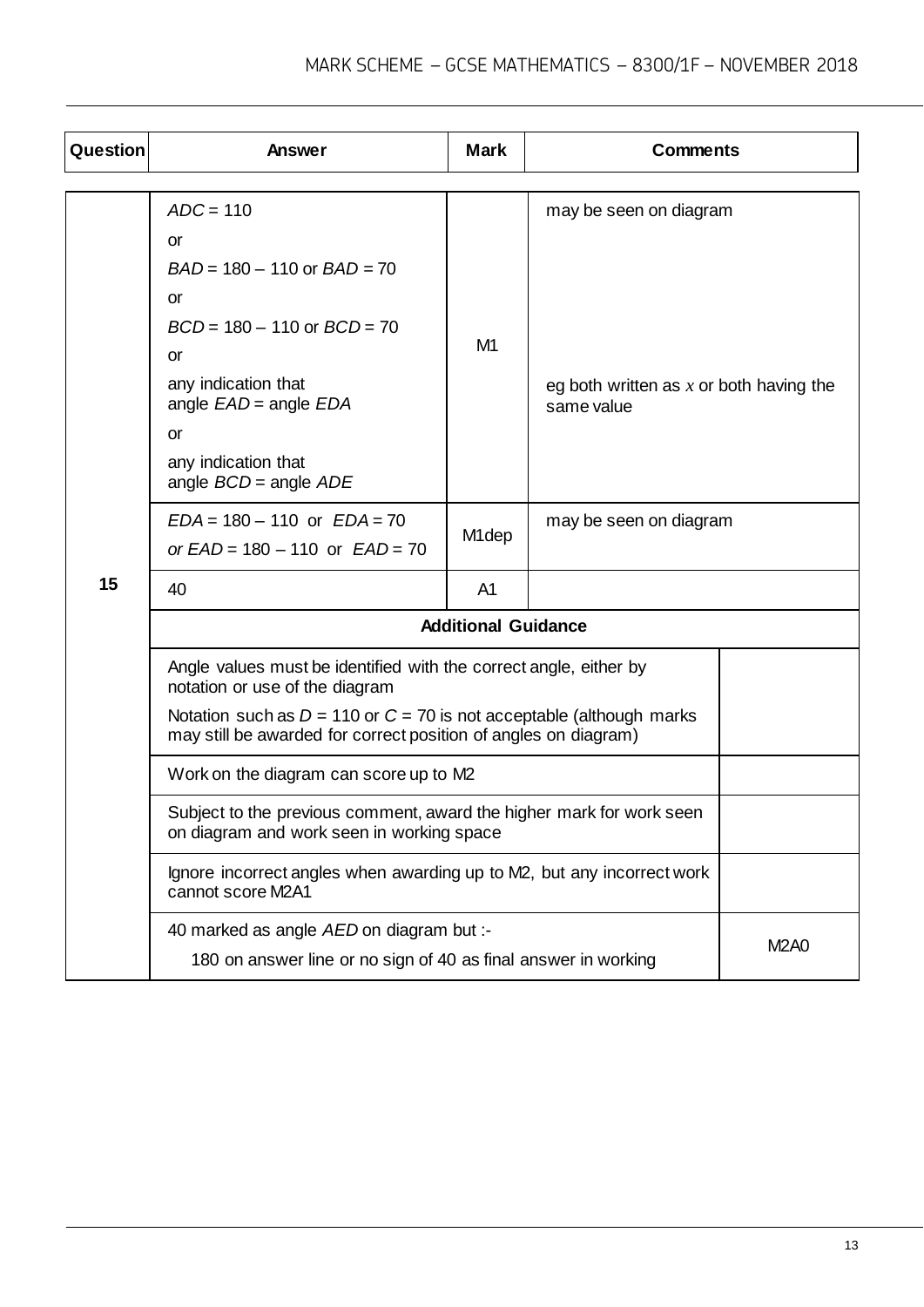| Question | Answer | Mark | Comments |
|---|---|---|---|
| 15 | *ADC* = 110<br>or<br>*BAD* = 180 – 110 or *BAD* = 70<br>or<br>*BCD* = 180 – 110 or *BCD* = 70<br>or<br>any indication that angle *EAD* = angle *EDA*<br>or<br>any indication that angle *BCD* = angle *ADE* | M1 | may be seen on diagram<br><br>eg both written as $x$ or both having the same value |
| | *EDA* = 180 – 110 or *EDA* = 70<br>*or EAD* = 180 – 110 or *EAD* = 70 | M1dep | may be seen on diagram |
| | 40 | A1 | |
| | **Additional Guidance** | | |
| | Angle values must be identified with the correct angle, either by notation or use of the diagram<br>Notation such as $D$ = 110 or $C$ = 70 is not acceptable (although marks may still be awarded for correct position of angles on diagram) | | |
| | Work on the diagram can score up to M2 | | |
| | Subject to the previous comment, award the higher mark for work seen on diagram and work seen in working space | | |
| | Ignore incorrect angles when awarding up to M2, but any incorrect work cannot score M2A1 | | |
| | 40 marked as angle *AED* on diagram but :-<br>180 on answer line or no sign of 40 as final answer in working | | M2A0 |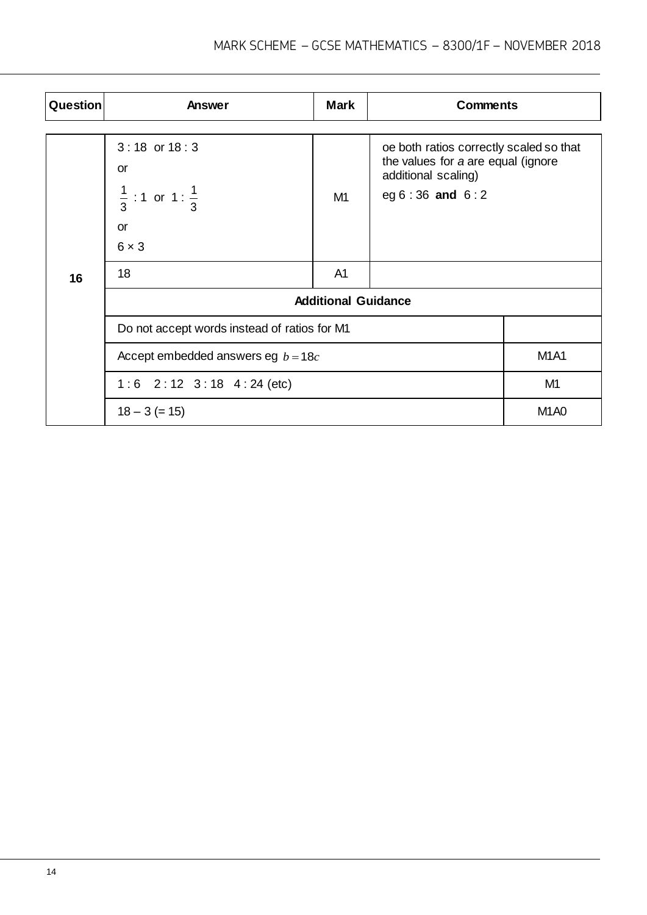| Question | Answer | Mark | Comments |
| --- | --- | --- | --- |
| 16 | 3 : 18 or 18 : 3<br>or<br>$\frac{1}{3}$ : 1 or 1 : $\frac{1}{3}$<br>or<br>6 × 3 | M1 | oe both ratios correctly scaled so that the values for *a* are equal (ignore additional scaling)<br>eg 6 : 36 **and** 6 : 2 |
| | 18 | A1 | |
| | **Additional Guidance** | | |
| | Do not accept words instead of ratios for M1 | | |
| | Accept embedded answers eg $b = 18c$ | | M1A1 |
| | 1 : 6   2 : 12   3 : 18   4 : 24 (etc) | | M1 |
| | 18 – 3 (= 15) | | M1A0 |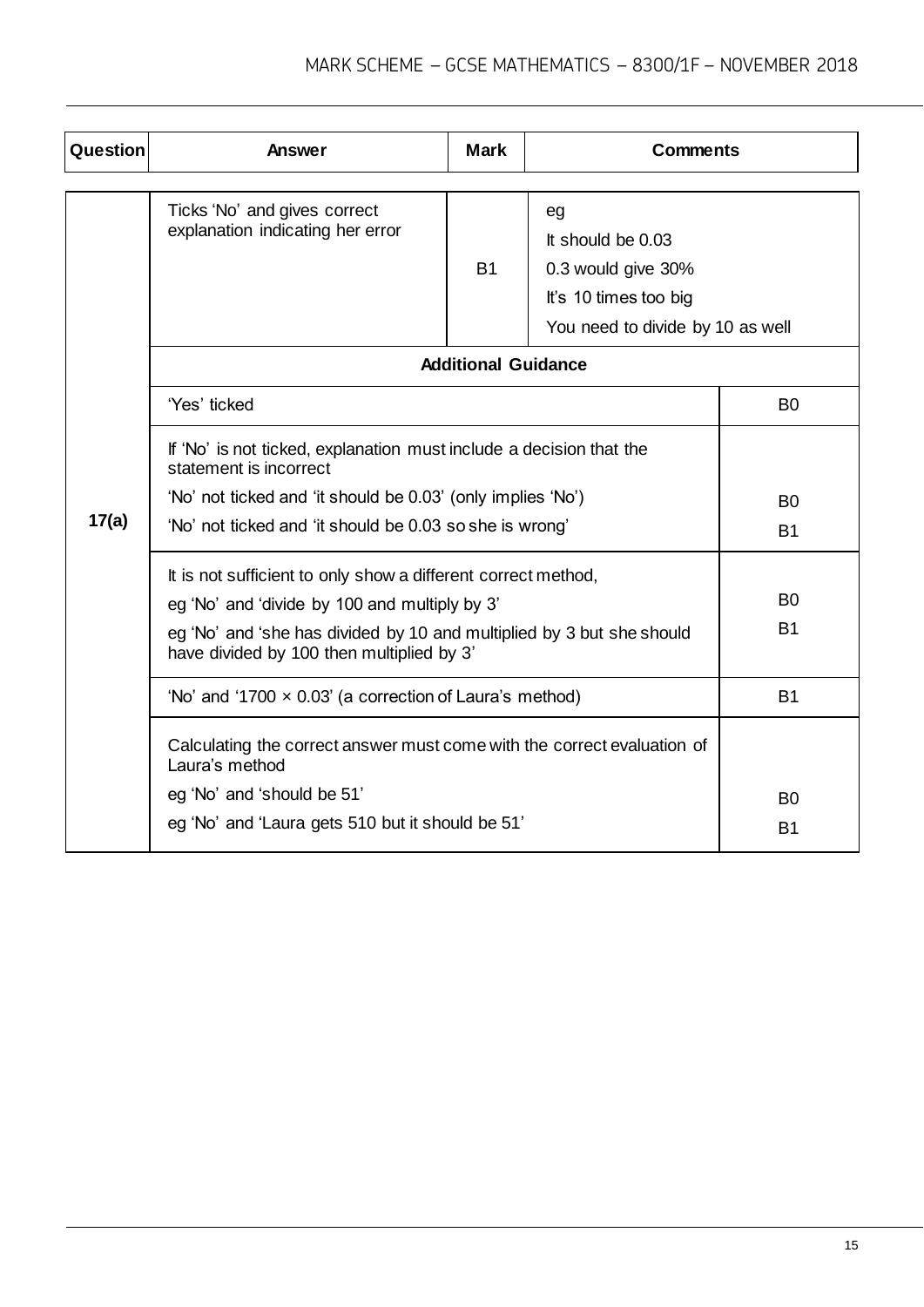| Question | Answer | Mark | Comments | |
|---|---|---|---|---|
| 17(a) | Ticks 'No' and gives correct explanation indicating her error | B1 | eg<br>It should be 0.03<br>0.3 would give 30%<br>It's 10 times too big<br>You need to divide by 10 as well | |
| | **Additional Guidance** | | | |
| | 'Yes' ticked | | | B0 |
| | If 'No' is not ticked, explanation must include a decision that the statement is incorrect<br>'No' not ticked and 'it should be 0.03' (only implies 'No')<br>'No' not ticked and 'it should be 0.03 so she is wrong' | | | <br><br>B0<br>B1 |
| | It is not sufficient to only show a different correct method,<br>eg 'No' and 'divide by 100 and multiply by 3'<br>eg 'No' and 'she has divided by 10 and multiplied by 3 but she should have divided by 100 then multiplied by 3' | | | <br>B0<br>B1 |
| | 'No' and '$1700 \times 0.03$' (a correction of Laura's method) | | | B1 |
| | Calculating the correct answer must come with the correct evaluation of Laura's method<br>eg 'No' and 'should be 51'<br>eg 'No' and 'Laura gets 510 but it should be 51' | | | <br><br>B0<br>B1 |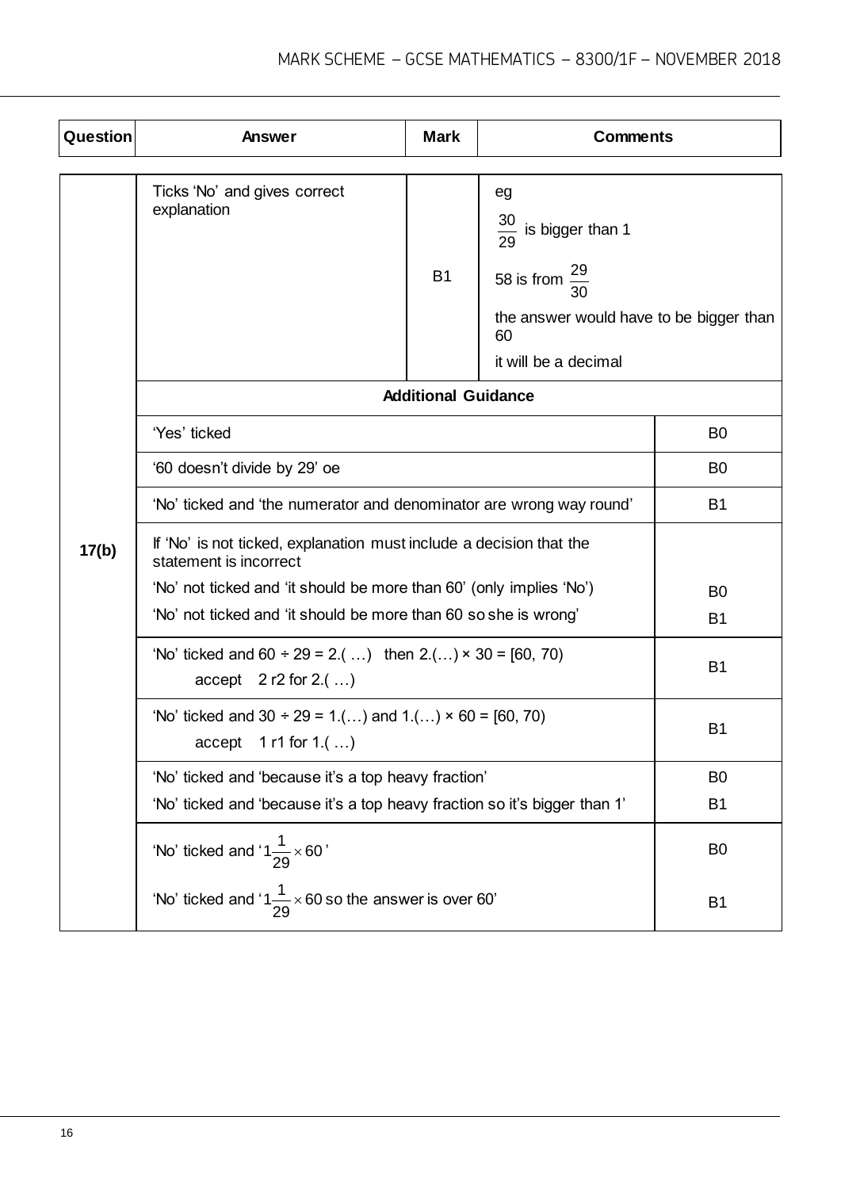| Question | Answer | Mark | Comments |
| --- | --- | --- | --- |
| 17(b) | Ticks 'No' and gives correct explanation | B1 | eg<br>$\frac{30}{29}$ is bigger than 1<br>58 is from $\frac{29}{30}$<br>the answer would have to be bigger than 60<br>it will be a decimal |
| | **Additional Guidance** | | |
| | 'Yes' ticked | | B0 |
| | '60 doesn't divide by 29' oe | | B0 |
| | 'No' ticked and 'the numerator and denominator are wrong way round' | | B1 |
| | If 'No' is not ticked, explanation must include a decision that the statement is incorrect<br>'No' not ticked and 'it should be more than 60' (only implies 'No')<br>'No' not ticked and 'it should be more than 60 so she is wrong' | | <br>B0<br>B1 |
| | 'No' ticked and 60 ÷ 29 = 2.( …) then 2.(…) × 30 = [60, 70)<br>accept 2 r2 for 2.( …) | | B1 |
| | 'No' ticked and 30 ÷ 29 = 1.(…) and 1.(…) × 60 = [60, 70)<br>accept 1 r1 for 1.( …) | | B1 |
| | 'No' ticked and 'because it's a top heavy fraction'<br>'No' ticked and 'because it's a top heavy fraction so it's bigger than 1' | | B0<br>B1 |
| | 'No' ticked and '$1\frac{1}{29} \times 60$'<br>'No' ticked and '$1\frac{1}{29} \times 60$ so the answer is over 60' | | B0<br>B1 |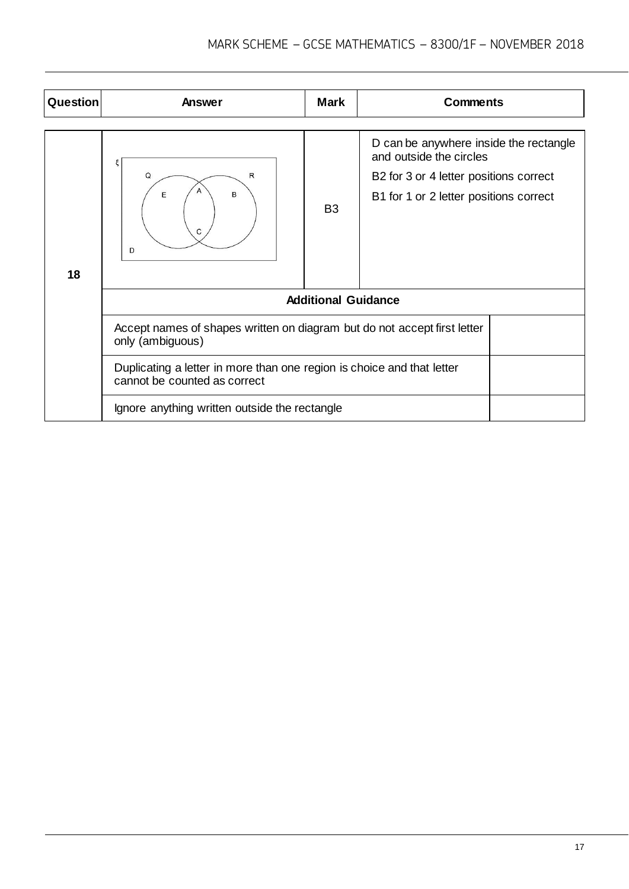| Question | Answer | Mark | Comments |
|---|---|---|---|
| 18 | ξ Q R E A B C D | B3 | D can be anywhere inside the rectangle and outside the circles<br>B2 for 3 or 4 letter positions correct<br>B1 for 1 or 2 letter positions correct |
| | **Additional Guidance** | | |
| | Accept names of shapes written on diagram but do not accept first letter only (ambiguous) | | |
| | Duplicating a letter in more than one region is choice and that letter cannot be counted as correct | | |
| | Ignore anything written outside the rectangle | | |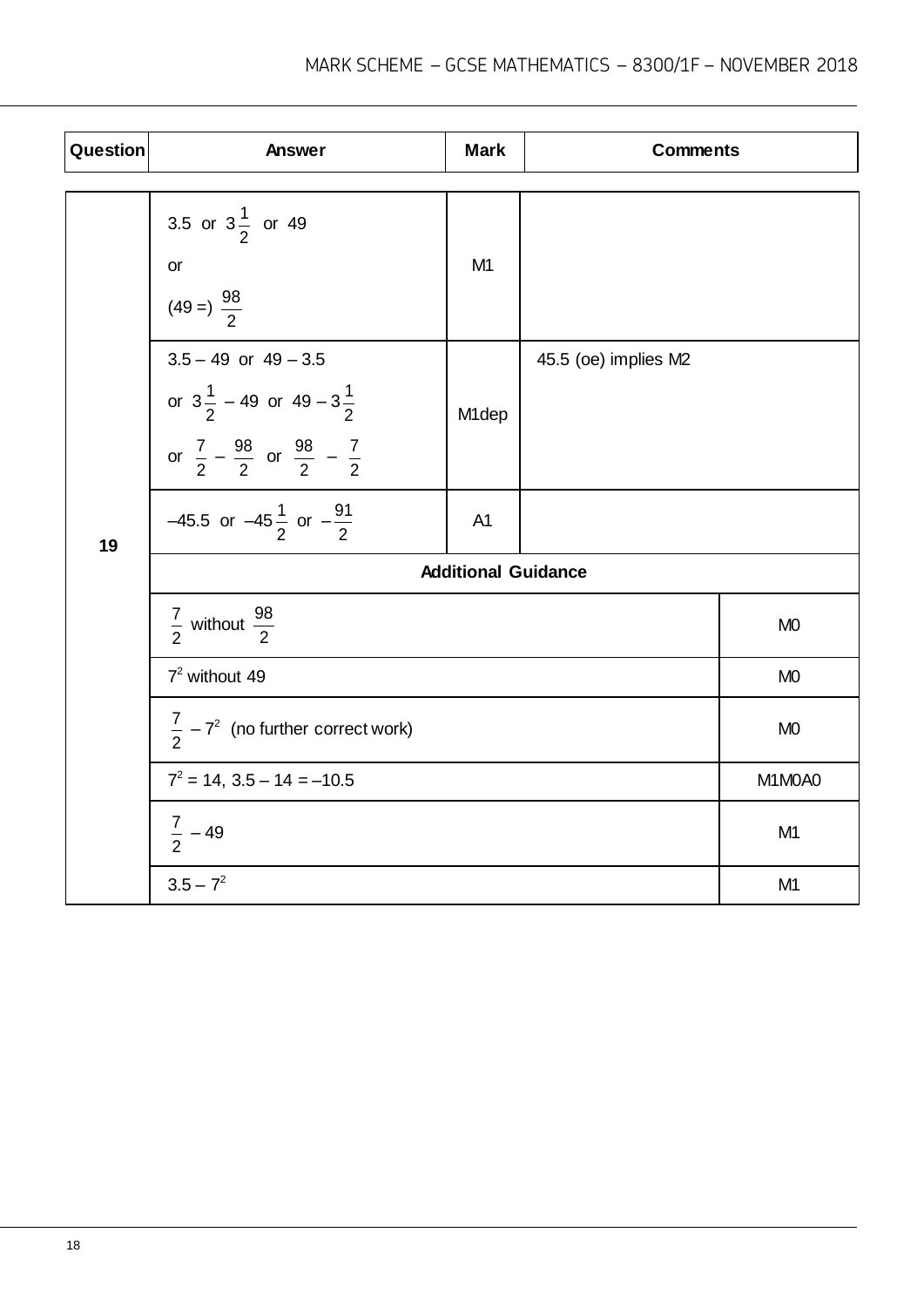| Question | Answer | Mark | Comments |
|---|---|---|---|
| 19 | 3.5 or $3\frac{1}{2}$ or 49<br>or<br>(49 =) $\frac{98}{2}$ | M1 | |
| | $3.5 - 49$ or $49 - 3.5$<br>or $3\frac{1}{2} - 49$ or $49 - 3\frac{1}{2}$<br>or $\frac{7}{2} - \frac{98}{2}$ or $\frac{98}{2} - \frac{7}{2}$ | M1dep | 45.5 (oe) implies M2 |
| | $-45.5$ or $-45\frac{1}{2}$ or $-\frac{91}{2}$ | A1 | |
| | **Additional Guidance** | | |
| | $\frac{7}{2}$ without $\frac{98}{2}$ | | M0 |
| | $7^2$ without 49 | | M0 |
| | $\frac{7}{2} - 7^2$ (no further correct work) | | M0 |
| | $7^2 = 14$, $3.5 - 14 = -10.5$ | | M1M0A0 |
| | $\frac{7}{2} - 49$ | | M1 |
| | $3.5 - 7^2$ | | M1 |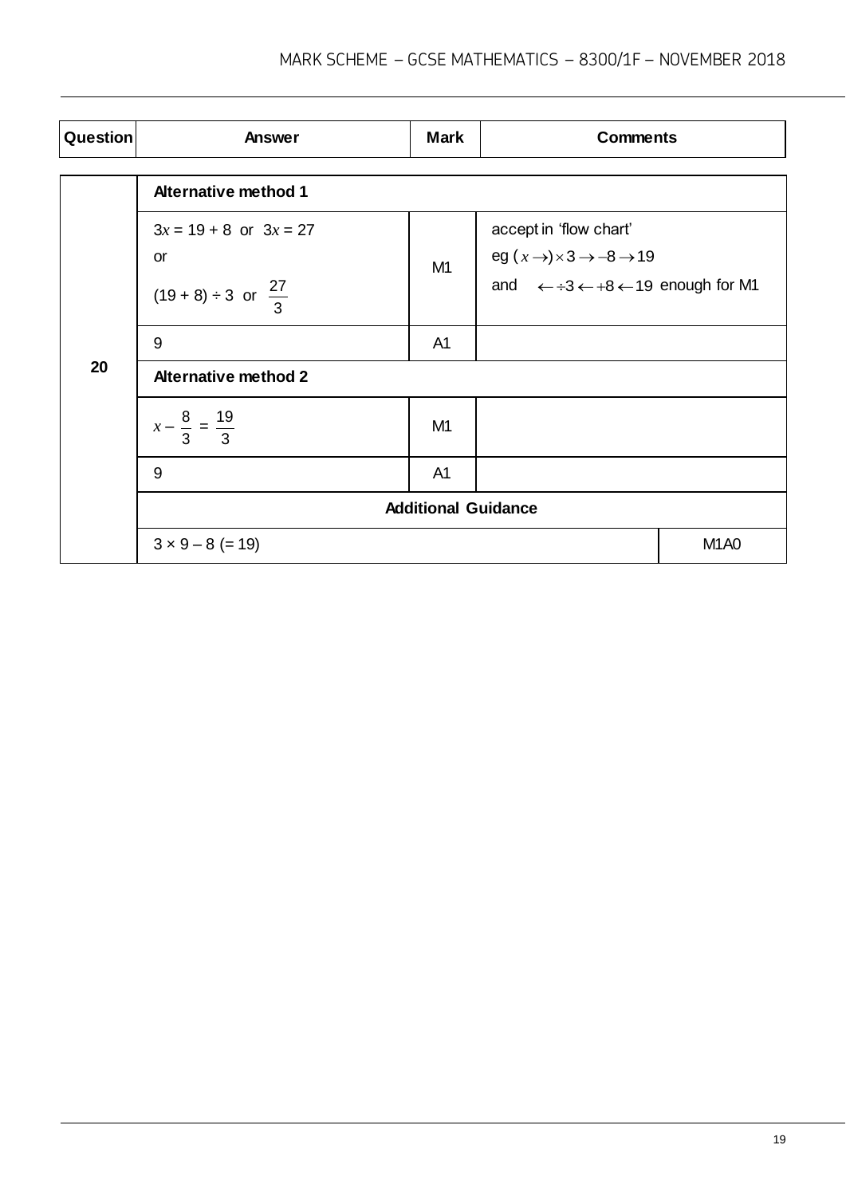| Question | Answer | Mark | Comments |
|---|---|---|---|
| 20 | **Alternative method 1** | | |
| | $3x = 19 + 8$ or $3x = 27$<br>or<br>$(19 + 8) \div 3$ or $\frac{27}{3}$ | M1 | accept in 'flow chart'<br>eg $(x \rightarrow) \times 3 \rightarrow -8 \rightarrow 19$<br>and $\leftarrow \div 3 \leftarrow +8 \leftarrow 19$ enough for M1 |
| | 9 | A1 | |
| | **Alternative method 2** | | |
| | $x - \frac{8}{3} = \frac{19}{3}$ | M1 | |
| | 9 | A1 | |
| | **Additional Guidance** | | |
| | $3 \times 9 - 8$ (= 19) | | M1A0 |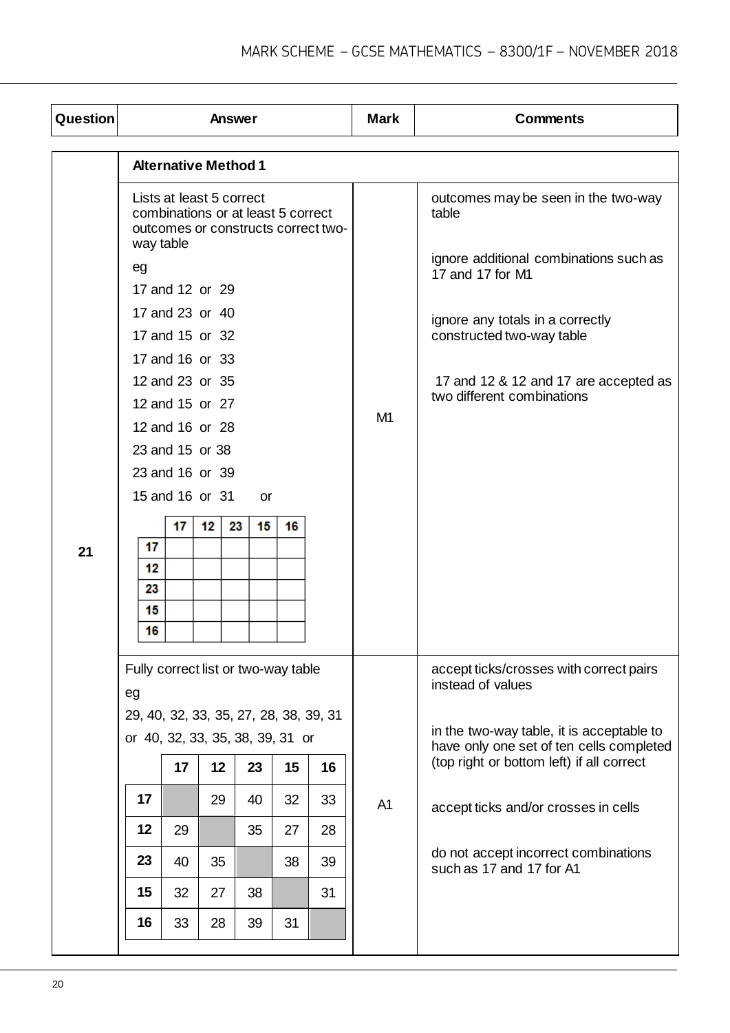| Question | Answer | Mark | Comments |
|---|---|---|---|
| 21 | **Alternative Method 1** | | |
| | Lists at least 5 correct combinations or at least 5 correct outcomes or constructs correct two-way table<br><br>eg<br>17 and 12 or 29<br>17 and 23 or 40<br>17 and 15 or 32<br>17 and 16 or 33<br>12 and 23 or 35<br>12 and 15 or 27<br>12 and 16 or 28<br>23 and 15 or 38<br>23 and 16 or 39<br>15 and 16 or 31 or<br><br>two-way table with headers 17, 12, 23, 15, 16 (rows and columns) | M1 | outcomes may be seen in the two-way table<br><br>ignore additional combinations such as 17 and 17 for M1<br><br>ignore any totals in a correctly constructed two-way table<br><br>17 and 12 & 12 and 17 are accepted as two different combinations |
| | Fully correct list or two-way table<br><br>eg<br>29, 40, 32, 33, 35, 27, 28, 38, 39, 31<br>or 40, 32, 33, 35, 38, 39, 31 or<br><br>two-way table (below) | A1 | accept ticks/crosses with correct pairs instead of values<br><br>in the two-way table, it is acceptable to have only one set of ten cells completed (top right or bottom left) if all correct<br><br>accept ticks and/or crosses in cells<br><br>do not accept incorrect combinations such as 17 and 17 for A1 |

M1 two-way table:

| | 17 | 12 | 23 | 15 | 16 |
|---|---|---|---|---|---|
| **17** | | | | | |
| **12** | | | | | |
| **23** | | | | | |
| **15** | | | | | |
| **16** | | | | | |

A1 two-way table:

| | 17 | 12 | 23 | 15 | 16 |
|---|---|---|---|---|---|
| **17** | | 29 | 40 | 32 | 33 |
| **12** | 29 | | 35 | 27 | 28 |
| **23** | 40 | 35 | | 38 | 39 |
| **15** | 32 | 27 | 38 | | 31 |
| **16** | 33 | 28 | 39 | 31 | |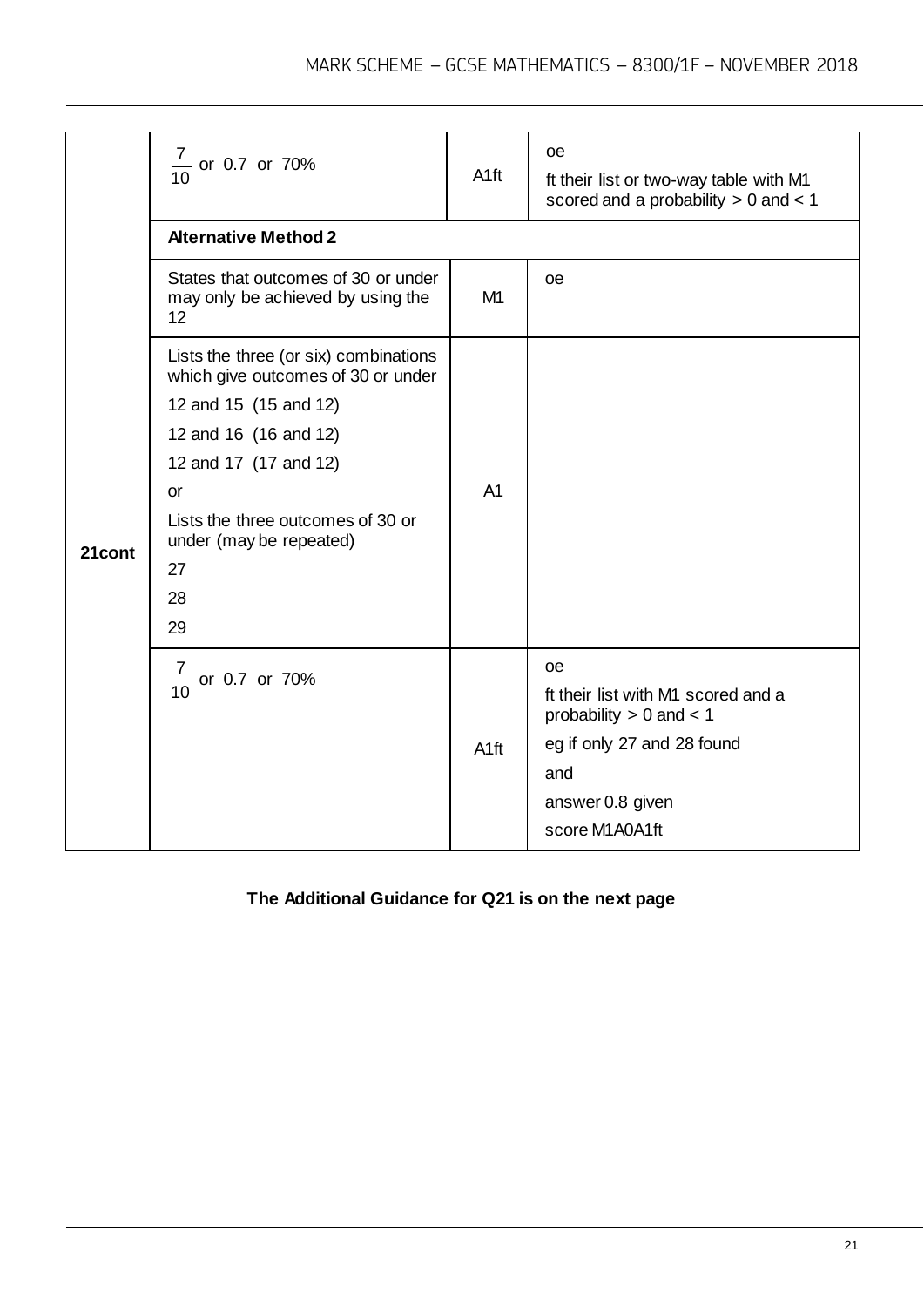| Question | Answer | Mark | Comments |
|---|---|---|---|
| 21cont | $\frac{7}{10}$ or 0.7 or 70% | A1ft | oe<br>ft their list or two-way table with M1 scored and a probability > 0 and < 1 |
| | **Alternative Method 2** | | |
| | States that outcomes of 30 or under may only be achieved by using the 12 | M1 | oe |
| | Lists the three (or six) combinations which give outcomes of 30 or under<br>12 and 15 (15 and 12)<br>12 and 16 (16 and 12)<br>12 and 17 (17 and 12)<br>or<br>Lists the three outcomes of 30 or under (may be repeated)<br>27<br>28<br>29 | A1 | |
| | $\frac{7}{10}$ or 0.7 or 70% | A1ft | oe<br>ft their list with M1 scored and a probability > 0 and < 1<br>eg if only 27 and 28 found<br>and<br>answer 0.8 given<br>score M1A0A1ft |

**The Additional Guidance for Q21 is on the next page**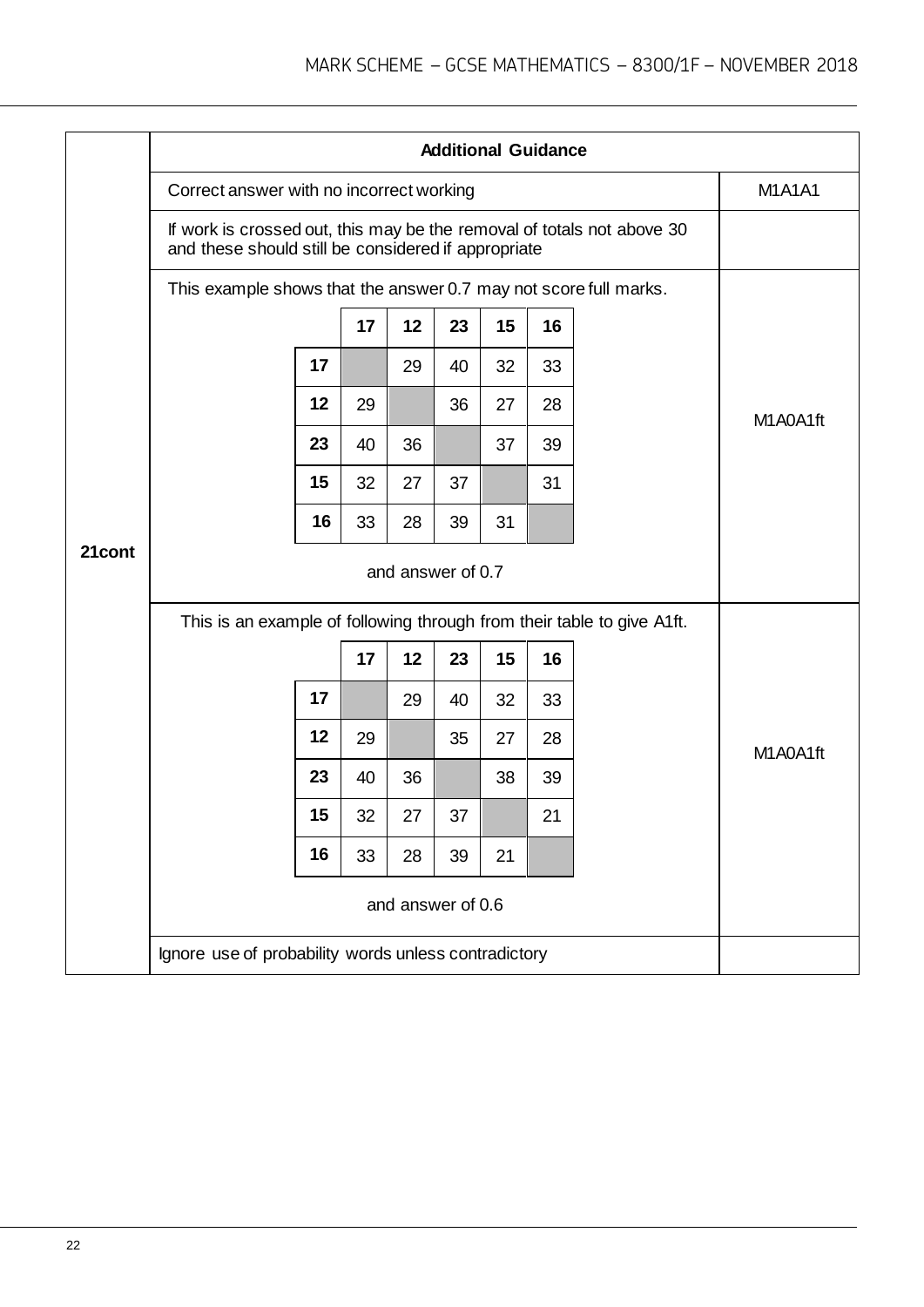| 21cont | Additional Guidance | |
|---|---|---|
| | Correct answer with no incorrect working | M1A1A1 |
| | If work is crossed out, this may be the removal of totals not above 30 and these should still be considered if appropriate | |
| | This example shows that the answer 0.7 may not score full marks. (see table A below) and answer of 0.7 | M1A0A1ft |
| | This is an example of following through from their table to give A1ft. (see table B below) and answer of 0.6 | M1A0A1ft |
| | Ignore use of probability words unless contradictory | |

Table A:

| | 17 | 12 | 23 | 15 | 16 |
|---|---|---|---|---|---|
| **17** | | 29 | 40 | 32 | 33 |
| **12** | 29 | | 36 | 27 | 28 |
| **23** | 40 | 36 | | 37 | 39 |
| **15** | 32 | 27 | 37 | | 31 |
| **16** | 33 | 28 | 39 | 31 | |

and answer of 0.7

Table B:

| | 17 | 12 | 23 | 15 | 16 |
|---|---|---|---|---|---|
| **17** | | 29 | 40 | 32 | 33 |
| **12** | 29 | | 35 | 27 | 28 |
| **23** | 40 | 36 | | 38 | 39 |
| **15** | 32 | 27 | 37 | | 21 |
| **16** | 33 | 28 | 39 | 21 | |

and answer of 0.6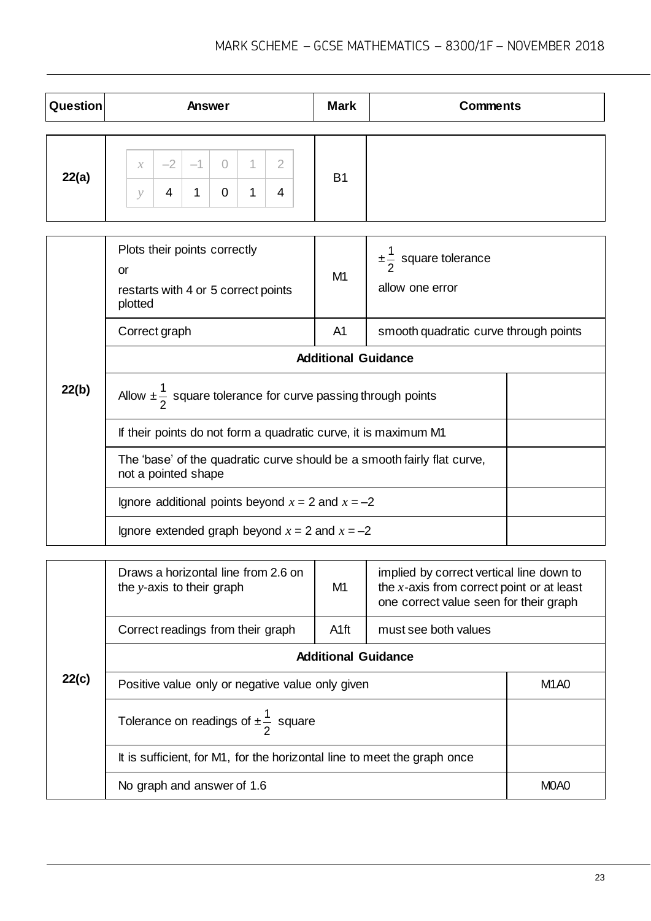| Question | Answer | Mark | Comments |
|---|---|---|---|
| 22(a) | $x$: –2, –1, 0, 1, 2<br>$y$: 4, 1, 0, 1, 4 | B1 | |

| Question | Answer | Mark | Comments |
|---|---|---|---|
| 22(b) | Plots their points correctly<br>or<br>restarts with 4 or 5 correct points plotted | M1 | $\pm\frac{1}{2}$ square tolerance<br>allow one error |
| | Correct graph | A1 | smooth quadratic curve through points |
| | **Additional Guidance** | | |
| | Allow $\pm\frac{1}{2}$ square tolerance for curve passing through points | | |
| | If their points do not form a quadratic curve, it is maximum M1 | | |
| | The 'base' of the quadratic curve should be a smooth fairly flat curve, not a pointed shape | | |
| | Ignore additional points beyond $x = 2$ and $x = -2$ | | |
| | Ignore extended graph beyond $x = 2$ and $x = -2$ | | |

| Question | Answer | Mark | Comments |
|---|---|---|---|
| 22(c) | Draws a horizontal line from 2.6 on the $y$-axis to their graph | M1 | implied by correct vertical line down to the $x$-axis from correct point or at least one correct value seen for their graph |
| | Correct readings from their graph | A1ft | must see both values |
| | **Additional Guidance** | | |
| | Positive value only or negative value only given | | M1A0 |
| | Tolerance on readings of $\pm\frac{1}{2}$ square | | |
| | It is sufficient, for M1, for the horizontal line to meet the graph once | | |
| | No graph and answer of 1.6 | | M0A0 |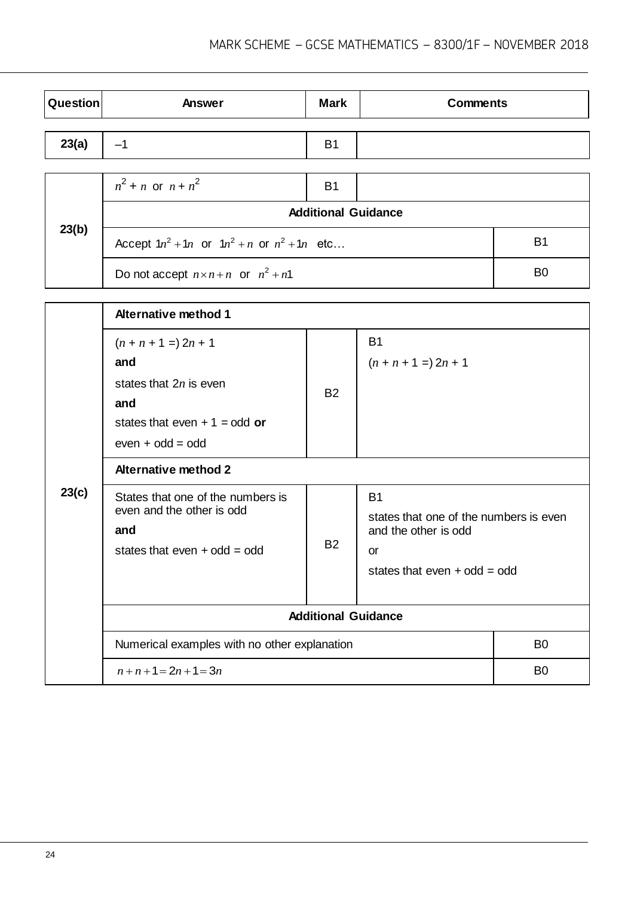| Question | Answer | Mark | Comments |
|---|---|---|---|
| 23(a) | –1 | B1 | |

| Question | Answer | Mark | Comments |
|---|---|---|---|
| 23(b) | $n^2 + n$ or $n + n^2$ | B1 | |
| | **Additional Guidance** | | |
| | Accept $1n^2 + 1n$ or $1n^2 + n$ or $n^2 + 1n$ etc… | | B1 |
| | Do not accept $n \times n + n$ or $n^2 + n1$ | | B0 |

| Question | Answer | Mark | Comments |
|---|---|---|---|
| 23(c) | **Alternative method 1** | | |
| | $(n + n + 1 =)\ 2n + 1$ **and** states that $2n$ is even **and** states that even + 1 = odd **or** even + odd = odd | B2 | B1 $(n + n + 1 =)\ 2n + 1$ |
| | **Alternative method 2** | | |
| | States that one of the numbers is even and the other is odd **and** states that even + odd = odd | B2 | B1 states that one of the numbers is even and the other is odd or states that even + odd = odd |
| | **Additional Guidance** | | |
| | Numerical examples with no other explanation | | B0 |
| | $n + n + 1 = 2n + 1 = 3n$ | | B0 |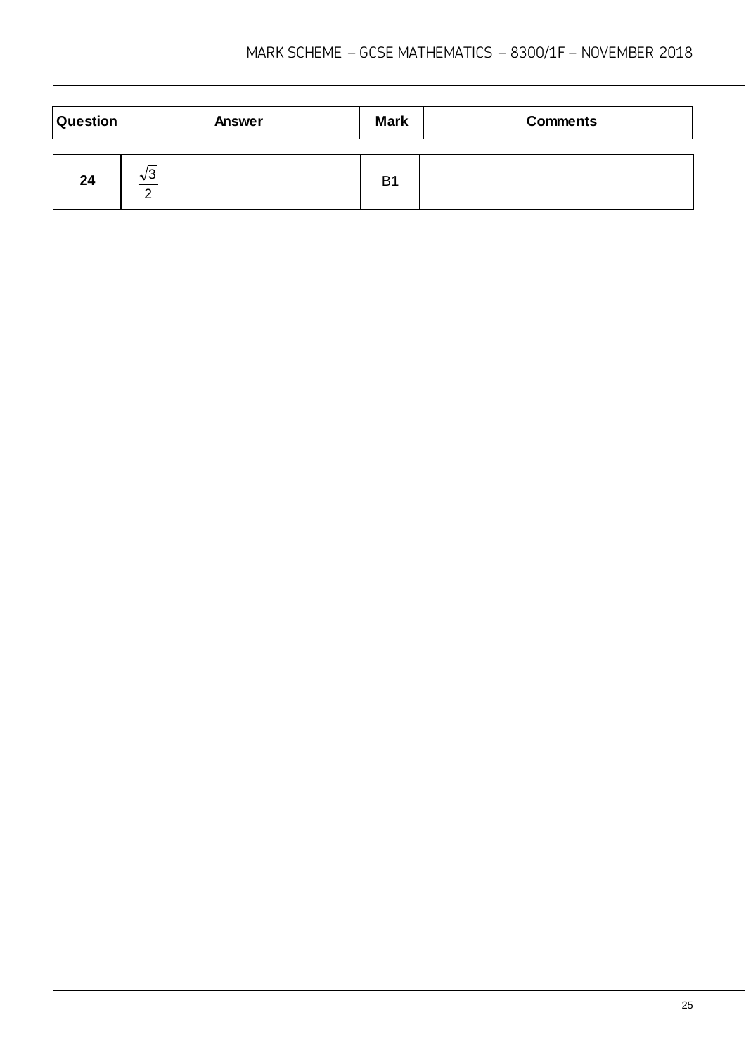| Question | Answer | Mark | Comments |
|---|---|---|---|
| 24 | $\frac{\sqrt{3}}{2}$ | B1 | |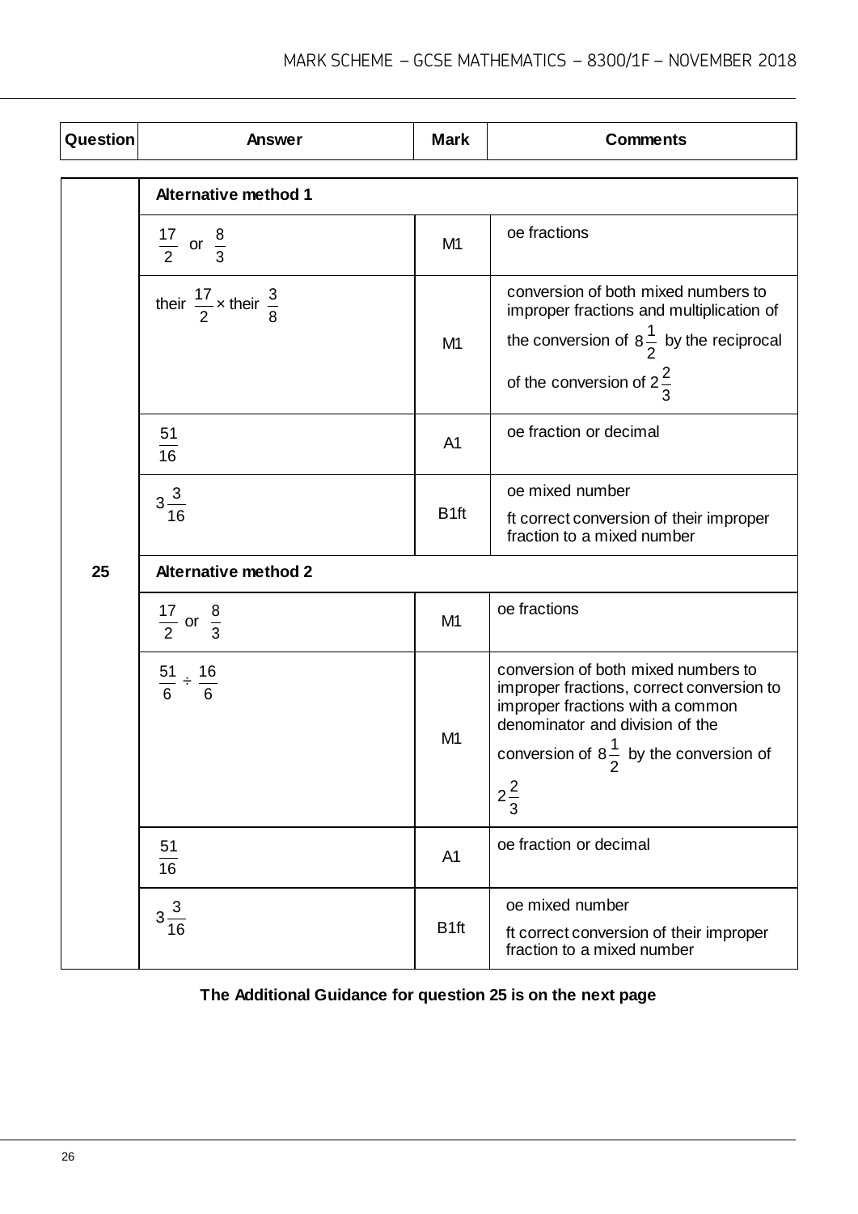| Question | Answer | Mark | Comments |
| --- | --- | --- | --- |
| 25 | **Alternative method 1** | | |
| | $\frac{17}{2}$ or $\frac{8}{3}$ | M1 | oe fractions |
| | their $\frac{17}{2}$ × their $\frac{3}{8}$ | M1 | conversion of both mixed numbers to improper fractions and multiplication of the conversion of $8\frac{1}{2}$ by the reciprocal of the conversion of $2\frac{2}{3}$ |
| | $\frac{51}{16}$ | A1 | oe fraction or decimal |
| | $3\frac{3}{16}$ | B1ft | oe mixed number<br>ft correct conversion of their improper fraction to a mixed number |
| | **Alternative method 2** | | |
| | $\frac{17}{2}$ or $\frac{8}{3}$ | M1 | oe fractions |
| | $\frac{51}{6} \div \frac{16}{6}$ | M1 | conversion of both mixed numbers to improper fractions, correct conversion to improper fractions with a common denominator and division of the conversion of $8\frac{1}{2}$ by the conversion of $2\frac{2}{3}$ |
| | $\frac{51}{16}$ | A1 | oe fraction or decimal |
| | $3\frac{3}{16}$ | B1ft | oe mixed number<br>ft correct conversion of their improper fraction to a mixed number |

**The Additional Guidance for question 25 is on the next page**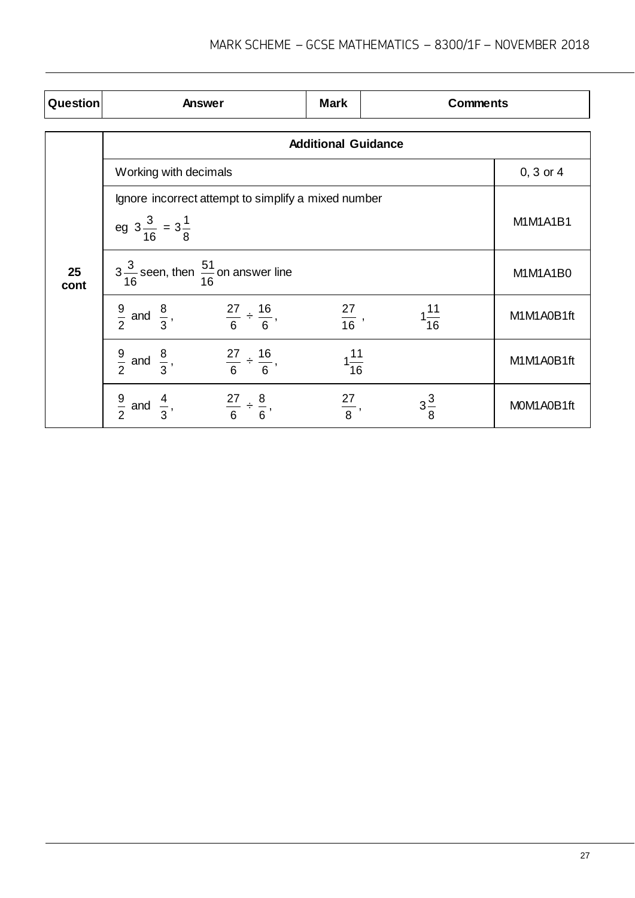| Question | Answer | Mark | Comments |
|---|---|---|---|

| | Additional Guidance | |
|---|---|---|
| 25 cont | Working with decimals | 0, 3 or 4 |
| | Ignore incorrect attempt to simplify a mixed number<br>eg $3\frac{3}{16} = 3\frac{1}{8}$ | M1M1A1B1 |
| | $3\frac{3}{16}$ seen, then $\frac{51}{16}$ on answer line | M1M1A1B0 |
| | $\frac{9}{2}$ and $\frac{8}{3}$, $\frac{27}{6} \div \frac{16}{6}$, $\frac{27}{16}$, $1\frac{11}{16}$ | M1M1A0B1ft |
| | $\frac{9}{2}$ and $\frac{8}{3}$, $\frac{27}{6} \div \frac{16}{6}$, $1\frac{11}{16}$ | M1M1A0B1ft |
| | $\frac{9}{2}$ and $\frac{4}{3}$, $\frac{27}{6} \div \frac{8}{6}$, $\frac{27}{8}$, $3\frac{3}{8}$ | M0M1A0B1ft |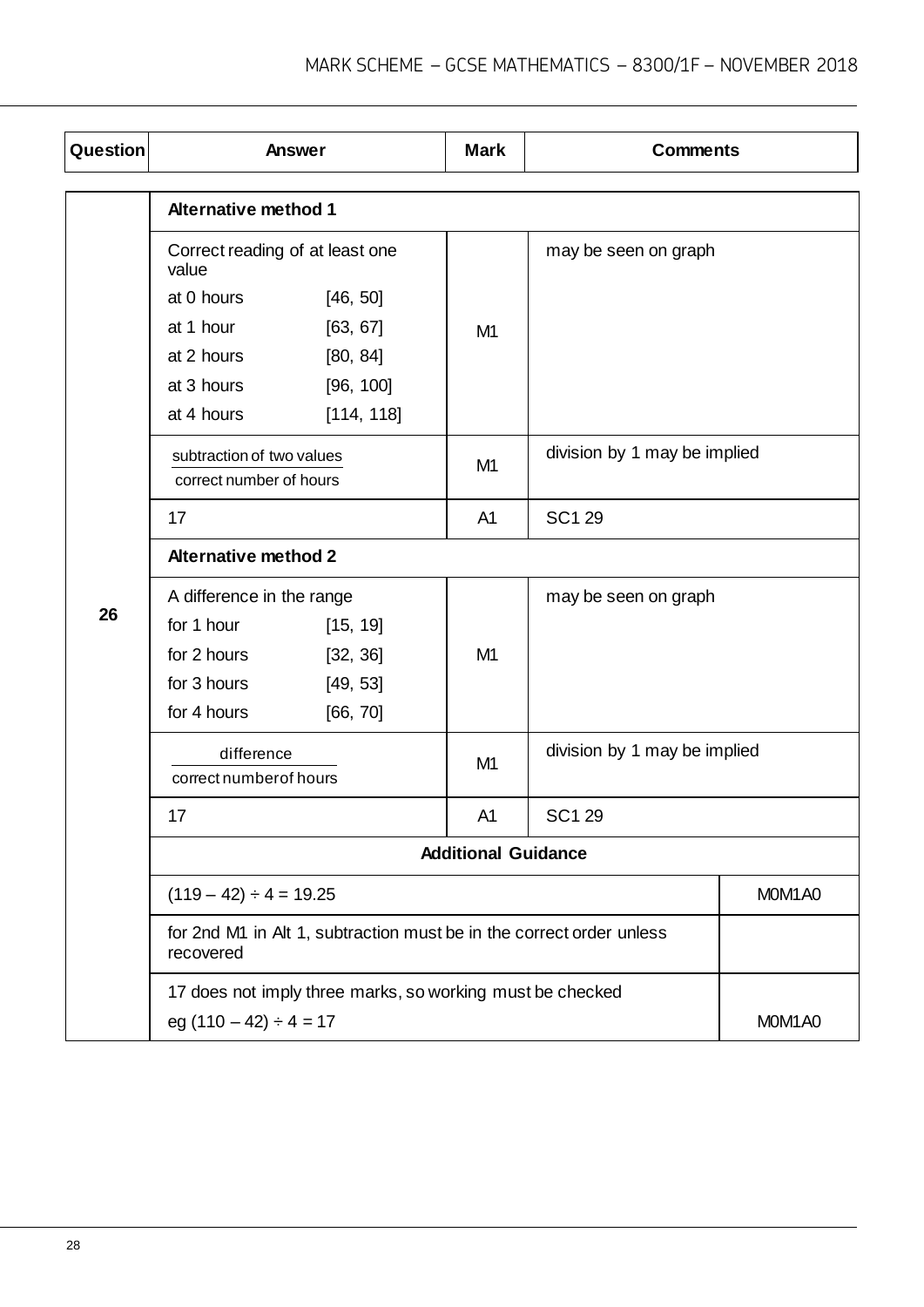| Question | Answer | Mark | Comments |
|---|---|---|---|
| 26 | **Alternative method 1** | | |
| | Correct reading of at least one value<br>at 0 hours [46, 50]<br>at 1 hour [63, 67]<br>at 2 hours [80, 84]<br>at 3 hours [96, 100]<br>at 4 hours [114, 118] | M1 | may be seen on graph |
| | $\frac{\text{subtraction of two values}}{\text{correct number of hours}}$ | M1 | division by 1 may be implied |
| | 17 | A1 | SC1 29 |
| | **Alternative method 2** | | |
| | A difference in the range<br>for 1 hour [15, 19]<br>for 2 hours [32, 36]<br>for 3 hours [49, 53]<br>for 4 hours [66, 70] | M1 | may be seen on graph |
| | $\frac{\text{difference}}{\text{correct number of hours}}$ | M1 | division by 1 may be implied |
| | 17 | A1 | SC1 29 |
| | **Additional Guidance** | | |
| | $(119 - 42) \div 4 = 19.25$ | | M0M1A0 |
| | for 2nd M1 in Alt 1, subtraction must be in the correct order unless recovered | | |
| | 17 does not imply three marks, so working must be checked<br>eg $(110 - 42) \div 4 = 17$ | | M0M1A0 |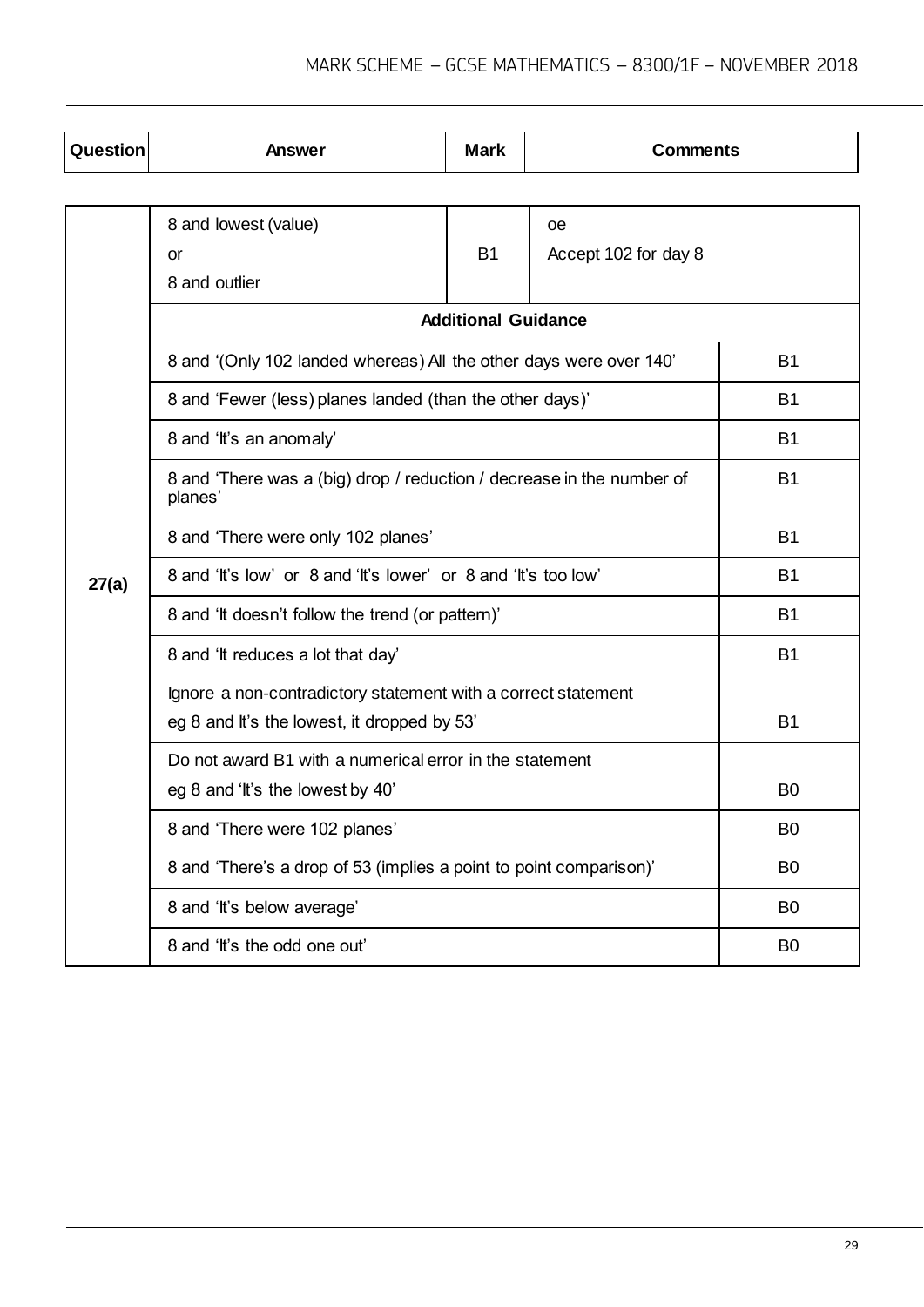| Question | Answer | Mark | Comments |
|---|---|---|---|
| 27(a) | 8 and lowest (value)<br>or<br>8 and outlier | B1 | oe<br>Accept 102 for day 8 |
| | **Additional Guidance** | | |
| | 8 and '(Only 102 landed whereas) All the other days were over 140' | | B1 |
| | 8 and 'Fewer (less) planes landed (than the other days)' | | B1 |
| | 8 and 'It's an anomaly' | | B1 |
| | 8 and 'There was a (big) drop / reduction / decrease in the number of planes' | | B1 |
| | 8 and 'There were only 102 planes' | | B1 |
| | 8 and 'It's low' or 8 and 'It's lower' or 8 and 'It's too low' | | B1 |
| | 8 and 'It doesn't follow the trend (or pattern)' | | B1 |
| | 8 and 'It reduces a lot that day' | | B1 |
| | Ignore a non-contradictory statement with a correct statement<br>eg 8 and It's the lowest, it dropped by 53' | | B1 |
| | Do not award B1 with a numerical error in the statement<br>eg 8 and 'It's the lowest by 40' | | B0 |
| | 8 and 'There were 102 planes' | | B0 |
| | 8 and 'There's a drop of 53 (implies a point to point comparison)' | | B0 |
| | 8 and 'It's below average' | | B0 |
| | 8 and 'It's the odd one out' | | B0 |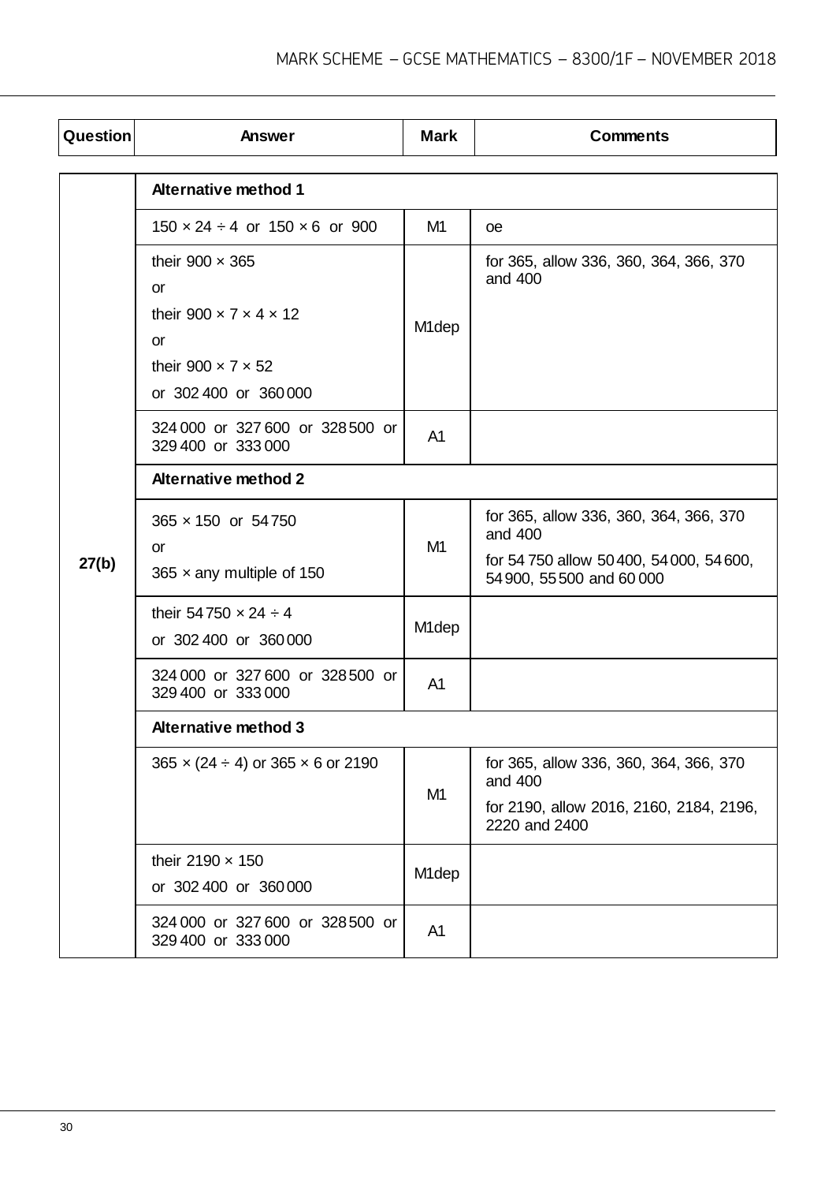| Question | Answer | Mark | Comments |
|---|---|---|---|
| 27(b) | **Alternative method 1** | | |
| | $150 \times 24 \div 4$ or $150 \times 6$ or 900 | M1 | oe |
| | their $900 \times 365$<br>or<br>their $900 \times 7 \times 4 \times 12$<br>or<br>their $900 \times 7 \times 52$<br>or 302 400 or 360 000 | M1dep | for 365, allow 336, 360, 364, 366, 370 and 400 |
| | 324 000 or 327 600 or 328 500 or 329 400 or 333 000 | A1 | |
| | **Alternative method 2** | | |
| | $365 \times 150$ or 54 750<br>or<br>$365 \times$ any multiple of 150 | M1 | for 365, allow 336, 360, 364, 366, 370 and 400<br>for 54 750 allow 50 400, 54 000, 54 600, 54 900, 55 500 and 60 000 |
| | their $54\,750 \times 24 \div 4$<br>or 302 400 or 360 000 | M1dep | |
| | 324 000 or 327 600 or 328 500 or 329 400 or 333 000 | A1 | |
| | **Alternative method 3** | | |
| | $365 \times (24 \div 4)$ or $365 \times 6$ or 2190 | M1 | for 365, allow 336, 360, 364, 366, 370 and 400<br>for 2190, allow 2016, 2160, 2184, 2196, 2220 and 2400 |
| | their $2190 \times 150$<br>or 302 400 or 360 000 | M1dep | |
| | 324 000 or 327 600 or 328 500 or 329 400 or 333 000 | A1 | |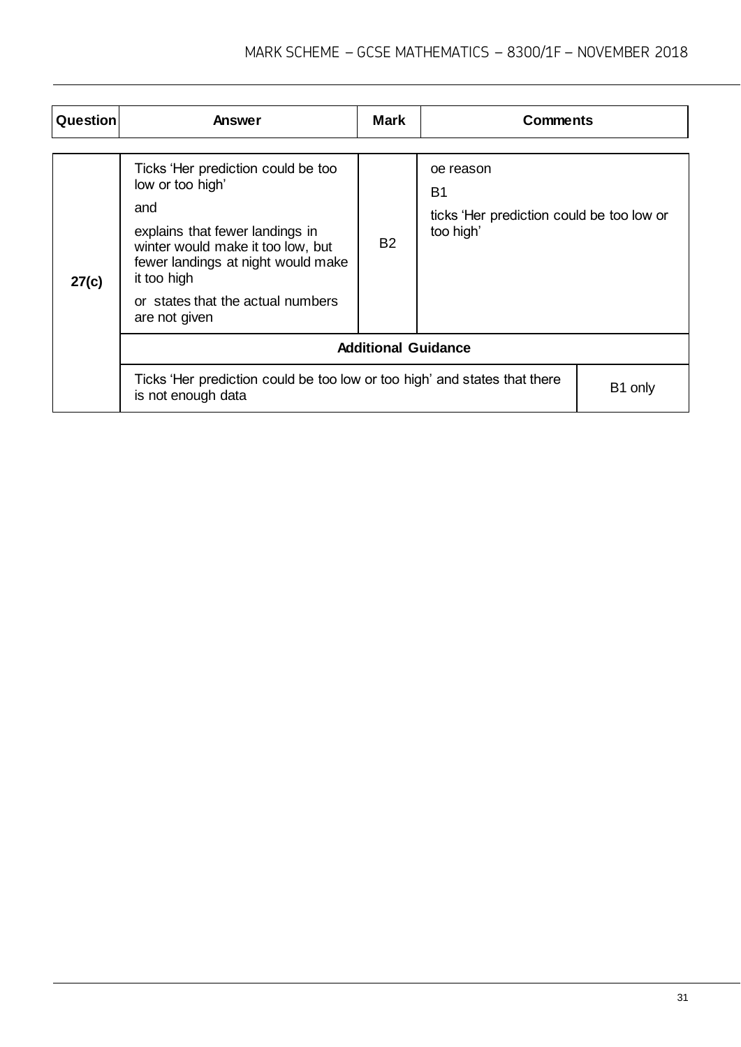| Question | Answer | Mark | Comments |
| --- | --- | --- | --- |
| 27(c) | Ticks 'Her prediction could be too low or too high'<br><br>and<br><br>explains that fewer landings in winter would make it too low, but fewer landings at night would make it too high<br><br>or states that the actual numbers are not given | B2 | oe reason<br><br>B1<br><br>ticks 'Her prediction could be too low or too high' |
| | **Additional Guidance** | | |
| | Ticks 'Her prediction could be too low or too high' and states that there is not enough data | | B1 only |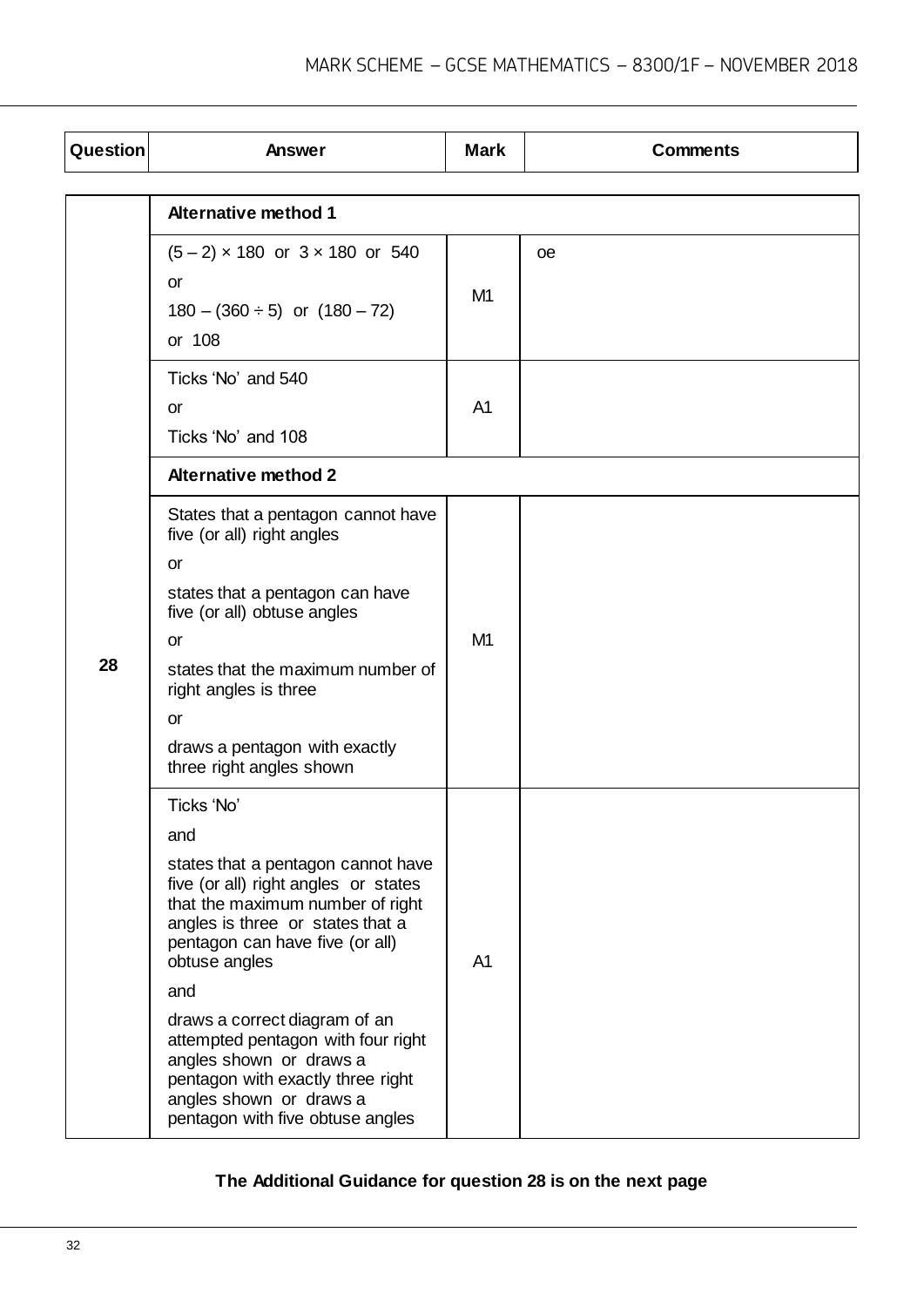| Question | Answer | Mark | Comments |
|---|---|---|---|
| 28 | **Alternative method 1** | | |
| | $(5 - 2) \times 180$ or $3 \times 180$ or 540<br>or<br>$180 - (360 \div 5)$ or $(180 - 72)$<br>or 108 | M1 | oe |
| | Ticks 'No' and 540<br>or<br>Ticks 'No' and 108 | A1 | |
| | **Alternative method 2** | | |
| | States that a pentagon cannot have five (or all) right angles<br>or<br>states that a pentagon can have five (or all) obtuse angles<br>or<br>states that the maximum number of right angles is three<br>or<br>draws a pentagon with exactly three right angles shown | M1 | |
| | Ticks 'No'<br>and<br>states that a pentagon cannot have five (or all) right angles or states that the maximum number of right angles is three or states that a pentagon can have five (or all) obtuse angles<br>and<br>draws a correct diagram of an attempted pentagon with four right angles shown or draws a pentagon with exactly three right angles shown or draws a pentagon with five obtuse angles | A1 | |

**The Additional Guidance for question 28 is on the next page**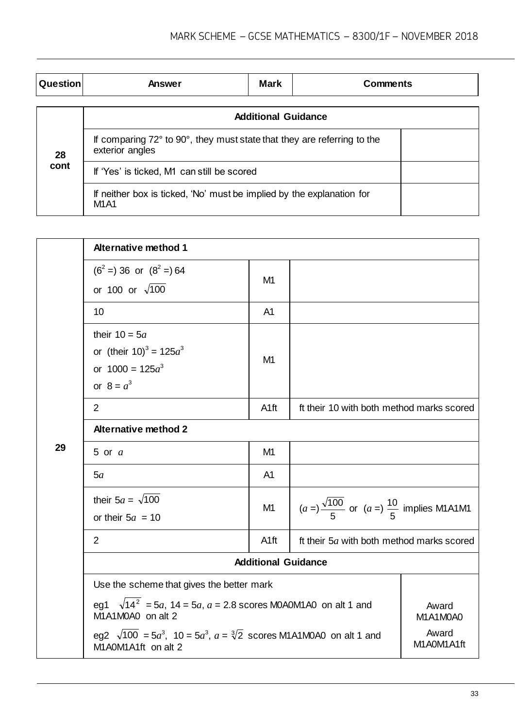| Question | Answer | Mark | Comments |
|---|---|---|---|

| Question | Additional Guidance | |
|---|---|---|
| 28 cont | If comparing 72° to 90°, they must state that they are referring to the exterior angles | |
| | If 'Yes' is ticked, M1 can still be scored | |
| | If neither box is ticked, 'No' must be implied by the explanation for M1A1 | |

| Question | Answer | Mark | Comments |
|---|---|---|---|
| 29 | **Alternative method 1** | | |
| | $(6^2 =)$ 36 or $(8^2 =)$ 64 or 100 or $\sqrt{100}$ | M1 | |
| | 10 | A1 | |
| | their $10 = 5a$ or (their $10)^3 = 125a^3$ or $1000 = 125a^3$ or $8 = a^3$ | M1 | |
| | 2 | A1ft | ft their 10 with both method marks scored |
| | **Alternative method 2** | | |
| | 5 or $a$ | M1 | |
| | $5a$ | A1 | |
| | their $5a = \sqrt{100}$ or their $5a = 10$ | M1 | $(a =) \dfrac{\sqrt{100}}{5}$ or $(a =) \dfrac{10}{5}$ implies M1A1M1 |
| | 2 | A1ft | ft their $5a$ with both method marks scored |

| Question | Additional Guidance | |
|---|---|---|
| 29 | Use the scheme that gives the better mark | |
| | eg1 $\sqrt{14^2} = 5a$, $14 = 5a$, $a = 2.8$ scores M0A0M1A0 on alt 1 and M1A1M0A0 on alt 2 | Award M1A1M0A0 |
| | eg2 $\sqrt{100} = 5a^3$, $10 = 5a^3$, $a = \sqrt[3]{2}$ scores M1A1M0A0 on alt 1 and M1A0M1A1ft on alt 2 | Award M1A0M1A1ft |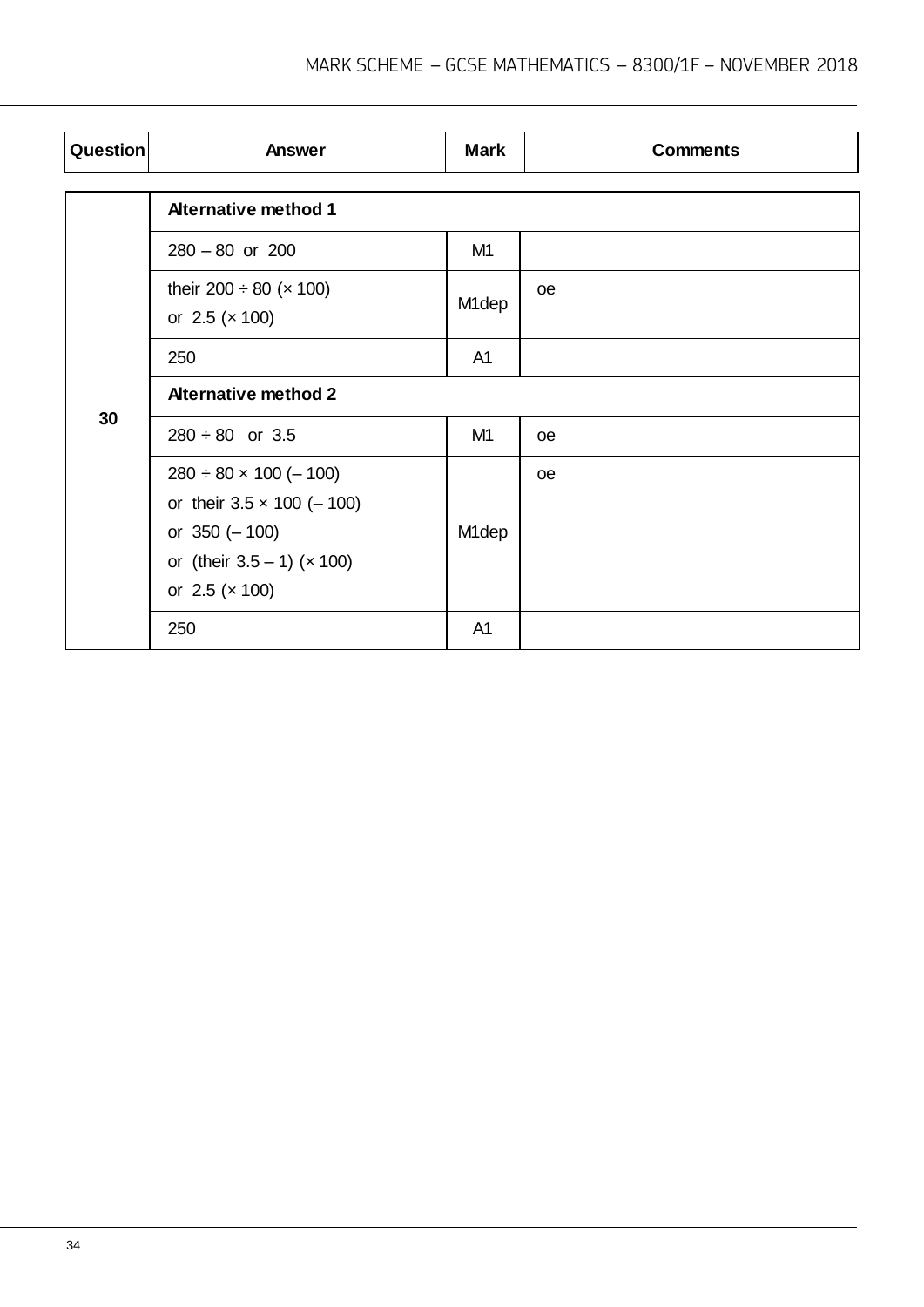| Question | Answer | Mark | Comments |
|---|---|---|---|
| 30 | **Alternative method 1** | | |
| | $280 - 80$ or $200$ | M1 | |
| | their $200 \div 80$ ($\times 100$)<br>or $2.5$ ($\times 100$) | M1dep | oe |
| | 250 | A1 | |
| | **Alternative method 2** | | |
| | $280 \div 80$ or $3.5$ | M1 | oe |
| | $280 \div 80 \times 100$ ($- 100$)<br>or their $3.5 \times 100$ ($- 100$)<br>or $350$ ($- 100$)<br>or (their $3.5 - 1$) ($\times 100$)<br>or $2.5$ ($\times 100$) | M1dep | oe |
| | 250 | A1 | |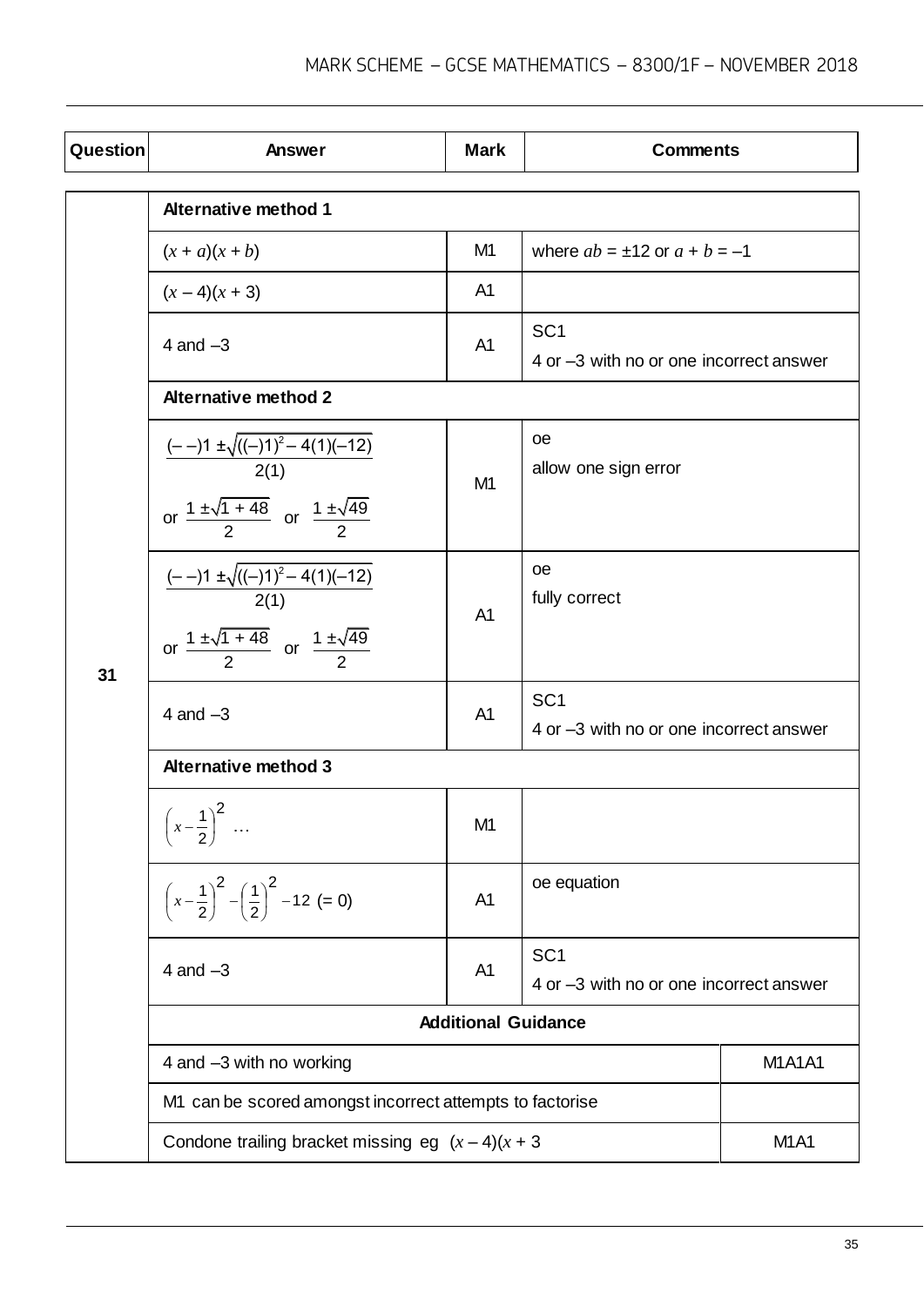| Question | Answer | Mark | Comments |
|---|---|---|---|
| 31 | **Alternative method 1** | | |
| | $(x + a)(x + b)$ | M1 | where $ab = \pm 12$ or $a + b = -1$ |
| | $(x - 4)(x + 3)$ | A1 | |
| | 4 and –3 | A1 | SC1<br>4 or –3 with no or one incorrect answer |
| | **Alternative method 2** | | |
| | $\dfrac{(--)1 \pm \sqrt{((-)1)^2 - 4(1)(-12)}}{2(1)}$<br>or $\dfrac{1 \pm \sqrt{1 + 48}}{2}$ or $\dfrac{1 \pm \sqrt{49}}{2}$ | M1 | oe<br>allow one sign error |
| | $\dfrac{(--)1 \pm \sqrt{((-)1)^2 - 4(1)(-12)}}{2(1)}$<br>or $\dfrac{1 \pm \sqrt{1 + 48}}{2}$ or $\dfrac{1 \pm \sqrt{49}}{2}$ | A1 | oe<br>fully correct |
| | 4 and –3 | A1 | SC1<br>4 or –3 with no or one incorrect answer |
| | **Alternative method 3** | | |
| | $\left(x - \dfrac{1}{2}\right)^2 \ldots$ | M1 | |
| | $\left(x - \dfrac{1}{2}\right)^2 - \left(\dfrac{1}{2}\right)^2 - 12$ (= 0) | A1 | oe equation |
| | 4 and –3 | A1 | SC1<br>4 or –3 with no or one incorrect answer |
| | **Additional Guidance** | | |
| | 4 and –3 with no working | | M1A1A1 |
| | M1 can be scored amongst incorrect attempts to factorise | | |
| | Condone trailing bracket missing eg $(x - 4)(x + 3$ | | M1A1 |